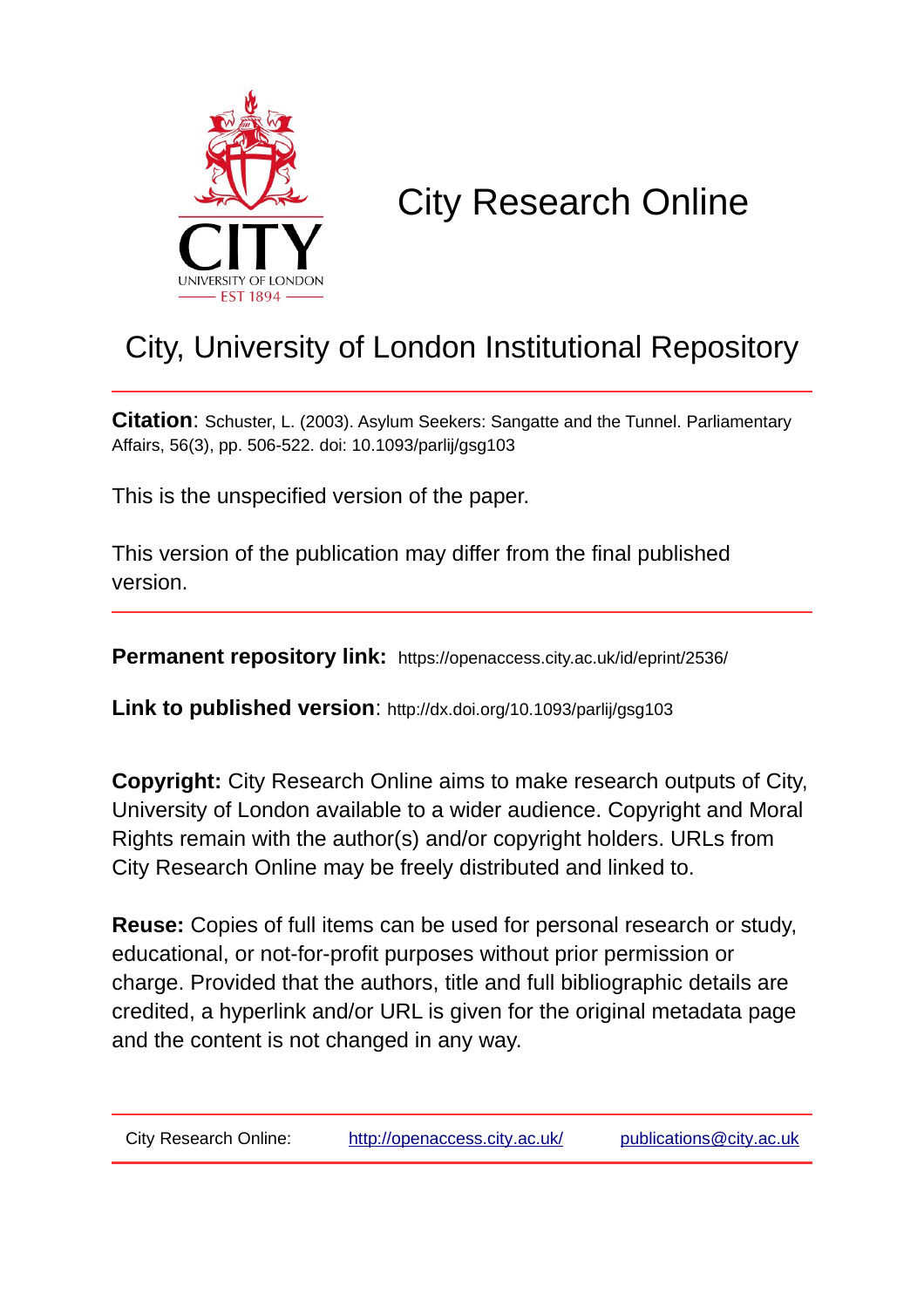# City Research Online

## City, University of London Institutional Repository

**Citation**: Schuster, L. (2003). Asylum Seekers: Sangatte and the Tunnel. Parliamentary Affairs, 56(3), pp. 506-522. doi: 10.1093/parlij/gsg103

This is the unspecified version of the paper.

This version of the publication may differ from the final published version.

**Permanent repository link:** https://openaccess.city.ac.uk/id/eprint/2536/

**Link to published version**: http://dx.doi.org/10.1093/parlij/gsg103

**Copyright:** City Research Online aims to make research outputs of City, University of London available to a wider audience. Copyright and Moral Rights remain with the author(s) and/or copyright holders. URLs from City Research Online may be freely distributed and linked to.

**Reuse:** Copies of full items can be used for personal research or study, educational, or not-for-profit purposes without prior permission or charge. Provided that the authors, title and full bibliographic details are credited, a hyperlink and/or URL is given for the original metadata page and the content is not changed in any way.

City Research Online: http://openaccess.city.ac.uk/ publications@city.ac.uk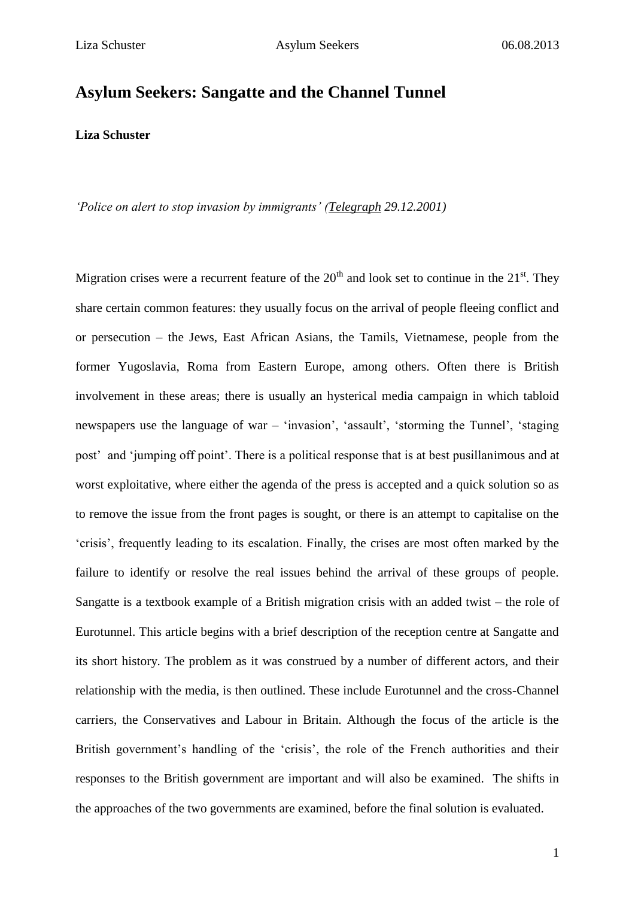# Asylum Seekers: Sangatte and the Channel Tunnel

**Liza Schuster**

*'Police on alert to stop invasion by immigrants' (Telegraph 29.12.2001)*

Migration crises were a recurrent feature of the 20th and look set to continue in the 21st. They share certain common features: they usually focus on the arrival of people fleeing conflict and or persecution – the Jews, East African Asians, the Tamils, Vietnamese, people from the former Yugoslavia, Roma from Eastern Europe, among others. Often there is British involvement in these areas; there is usually an hysterical media campaign in which tabloid newspapers use the language of war – 'invasion', 'assault', 'storming the Tunnel', 'staging post' and 'jumping off point'. There is a political response that is at best pusillanimous and at worst exploitative, where either the agenda of the press is accepted and a quick solution so as to remove the issue from the front pages is sought, or there is an attempt to capitalise on the 'crisis', frequently leading to its escalation. Finally, the crises are most often marked by the failure to identify or resolve the real issues behind the arrival of these groups of people. Sangatte is a textbook example of a British migration crisis with an added twist – the role of Eurotunnel. This article begins with a brief description of the reception centre at Sangatte and its short history. The problem as it was construed by a number of different actors, and their relationship with the media, is then outlined. These include Eurotunnel and the cross-Channel carriers, the Conservatives and Labour in Britain. Although the focus of the article is the British government's handling of the 'crisis', the role of the French authorities and their responses to the British government are important and will also be examined. The shifts in the approaches of the two governments are examined, before the final solution is evaluated.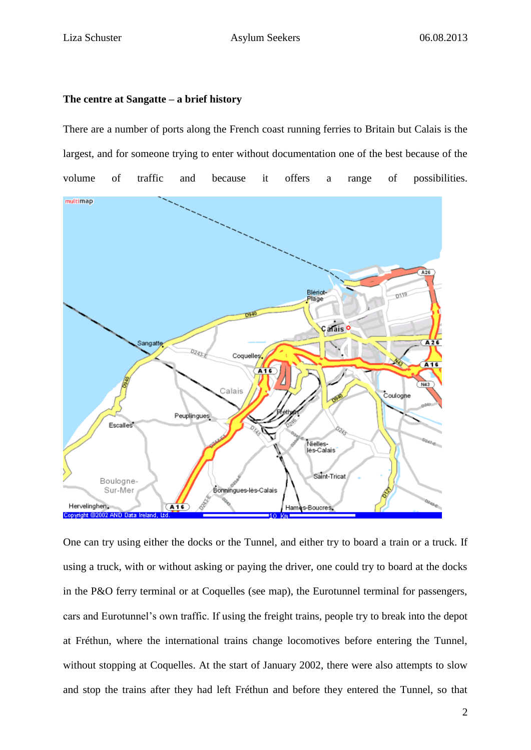**The centre at Sangatte – a brief history**

There are a number of ports along the French coast running ferries to Britain but Calais is the largest, and for someone trying to enter without documentation one of the best because of the volume of traffic and because it offers a range of possibilities.

One can try using either the docks or the Tunnel, and either try to board a train or a truck. If using a truck, with or without asking or paying the driver, one could try to board at the docks in the P&O ferry terminal or at Coquelles (see map), the Eurotunnel terminal for passengers, cars and Eurotunnel's own traffic. If using the freight trains, people try to break into the depot at Fréthun, where the international trains change locomotives before entering the Tunnel, without stopping at Coquelles. At the start of January 2002, there were also attempts to slow and stop the trains after they had left Fréthun and before they entered the Tunnel, so that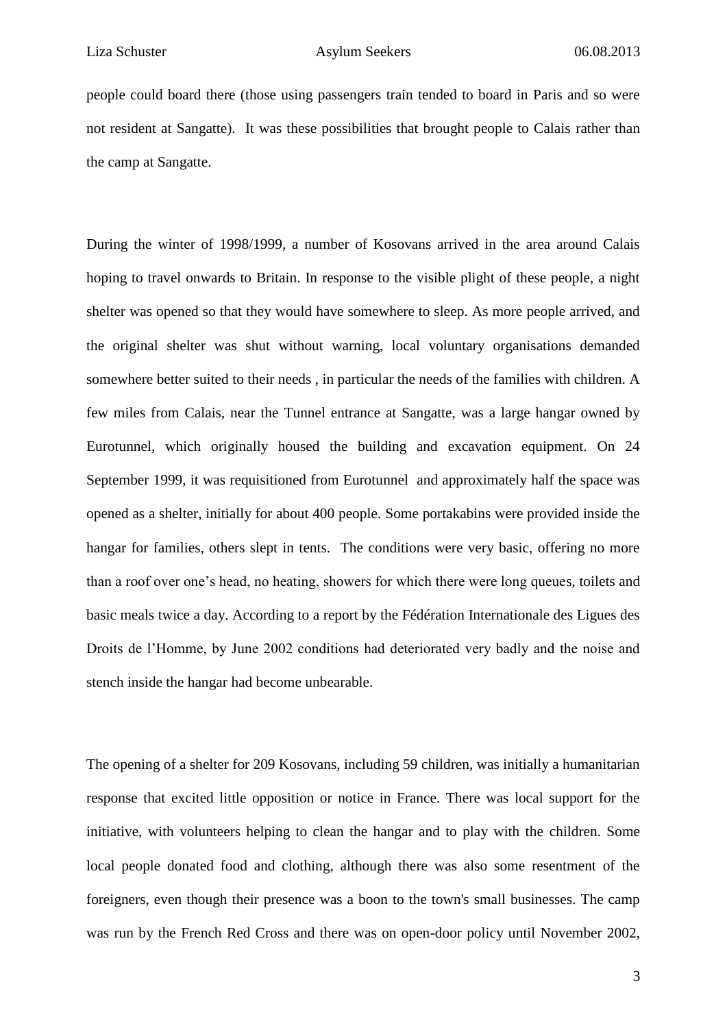people could board there (those using passengers train tended to board in Paris and so were not resident at Sangatte). It was these possibilities that brought people to Calais rather than the camp at Sangatte.

During the winter of 1998/1999, a number of Kosovans arrived in the area around Calais hoping to travel onwards to Britain. In response to the visible plight of these people, a night shelter was opened so that they would have somewhere to sleep. As more people arrived, and the original shelter was shut without warning, local voluntary organisations demanded somewhere better suited to their needs , in particular the needs of the families with children. A few miles from Calais, near the Tunnel entrance at Sangatte, was a large hangar owned by Eurotunnel, which originally housed the building and excavation equipment. On 24 September 1999, it was requisitioned from Eurotunnel and approximately half the space was opened as a shelter, initially for about 400 people. Some portakabins were provided inside the hangar for families, others slept in tents. The conditions were very basic, offering no more than a roof over one's head, no heating, showers for which there were long queues, toilets and basic meals twice a day. According to a report by the Fédération Internationale des Ligues des Droits de l'Homme, by June 2002 conditions had deteriorated very badly and the noise and stench inside the hangar had become unbearable.

The opening of a shelter for 209 Kosovans, including 59 children, was initially a humanitarian response that excited little opposition or notice in France. There was local support for the initiative, with volunteers helping to clean the hangar and to play with the children. Some local people donated food and clothing, although there was also some resentment of the foreigners, even though their presence was a boon to the town's small businesses. The camp was run by the French Red Cross and there was on open-door policy until November 2002,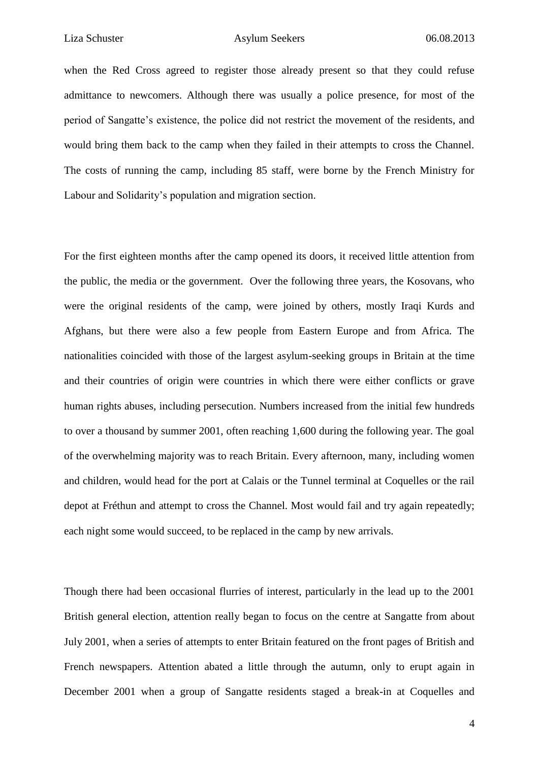when the Red Cross agreed to register those already present so that they could refuse admittance to newcomers. Although there was usually a police presence, for most of the period of Sangatte's existence, the police did not restrict the movement of the residents, and would bring them back to the camp when they failed in their attempts to cross the Channel. The costs of running the camp, including 85 staff, were borne by the French Ministry for Labour and Solidarity's population and migration section.

For the first eighteen months after the camp opened its doors, it received little attention from the public, the media or the government. Over the following three years, the Kosovans, who were the original residents of the camp, were joined by others, mostly Iraqi Kurds and Afghans, but there were also a few people from Eastern Europe and from Africa. The nationalities coincided with those of the largest asylum-seeking groups in Britain at the time and their countries of origin were countries in which there were either conflicts or grave human rights abuses, including persecution. Numbers increased from the initial few hundreds to over a thousand by summer 2001, often reaching 1,600 during the following year. The goal of the overwhelming majority was to reach Britain. Every afternoon, many, including women and children, would head for the port at Calais or the Tunnel terminal at Coquelles or the rail depot at Fréthun and attempt to cross the Channel. Most would fail and try again repeatedly; each night some would succeed, to be replaced in the camp by new arrivals.

Though there had been occasional flurries of interest, particularly in the lead up to the 2001 British general election, attention really began to focus on the centre at Sangatte from about July 2001, when a series of attempts to enter Britain featured on the front pages of British and French newspapers. Attention abated a little through the autumn, only to erupt again in December 2001 when a group of Sangatte residents staged a break-in at Coquelles and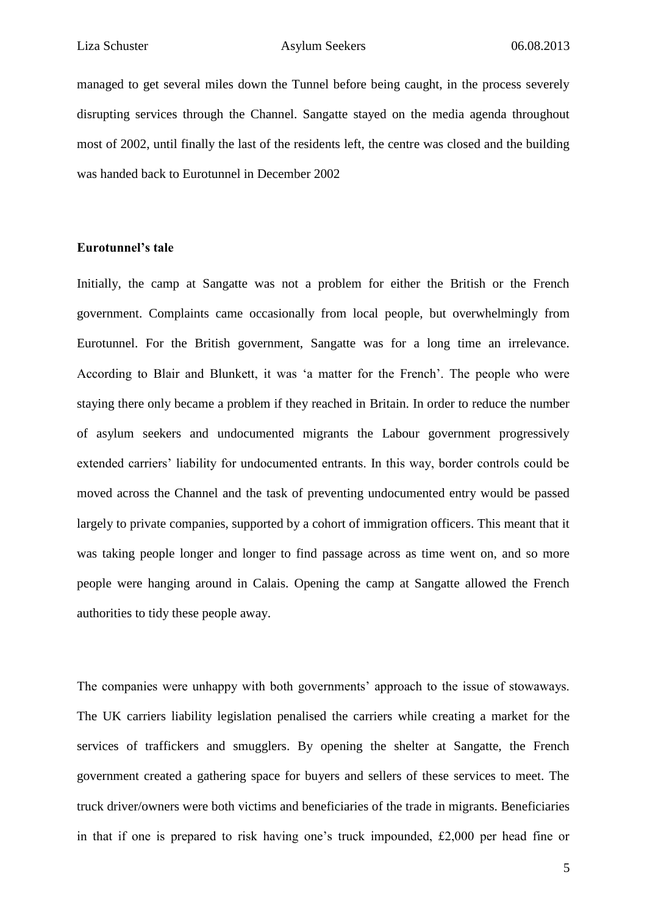managed to get several miles down the Tunnel before being caught, in the process severely disrupting services through the Channel. Sangatte stayed on the media agenda throughout most of 2002, until finally the last of the residents left, the centre was closed and the building was handed back to Eurotunnel in December 2002

**Eurotunnel's tale**

Initially, the camp at Sangatte was not a problem for either the British or the French government. Complaints came occasionally from local people, but overwhelmingly from Eurotunnel. For the British government, Sangatte was for a long time an irrelevance. According to Blair and Blunkett, it was 'a matter for the French'. The people who were staying there only became a problem if they reached in Britain. In order to reduce the number of asylum seekers and undocumented migrants the Labour government progressively extended carriers' liability for undocumented entrants. In this way, border controls could be moved across the Channel and the task of preventing undocumented entry would be passed largely to private companies, supported by a cohort of immigration officers. This meant that it was taking people longer and longer to find passage across as time went on, and so more people were hanging around in Calais. Opening the camp at Sangatte allowed the French authorities to tidy these people away.

The companies were unhappy with both governments' approach to the issue of stowaways. The UK carriers liability legislation penalised the carriers while creating a market for the services of traffickers and smugglers. By opening the shelter at Sangatte, the French government created a gathering space for buyers and sellers of these services to meet. The truck driver/owners were both victims and beneficiaries of the trade in migrants. Beneficiaries in that if one is prepared to risk having one's truck impounded, £2,000 per head fine or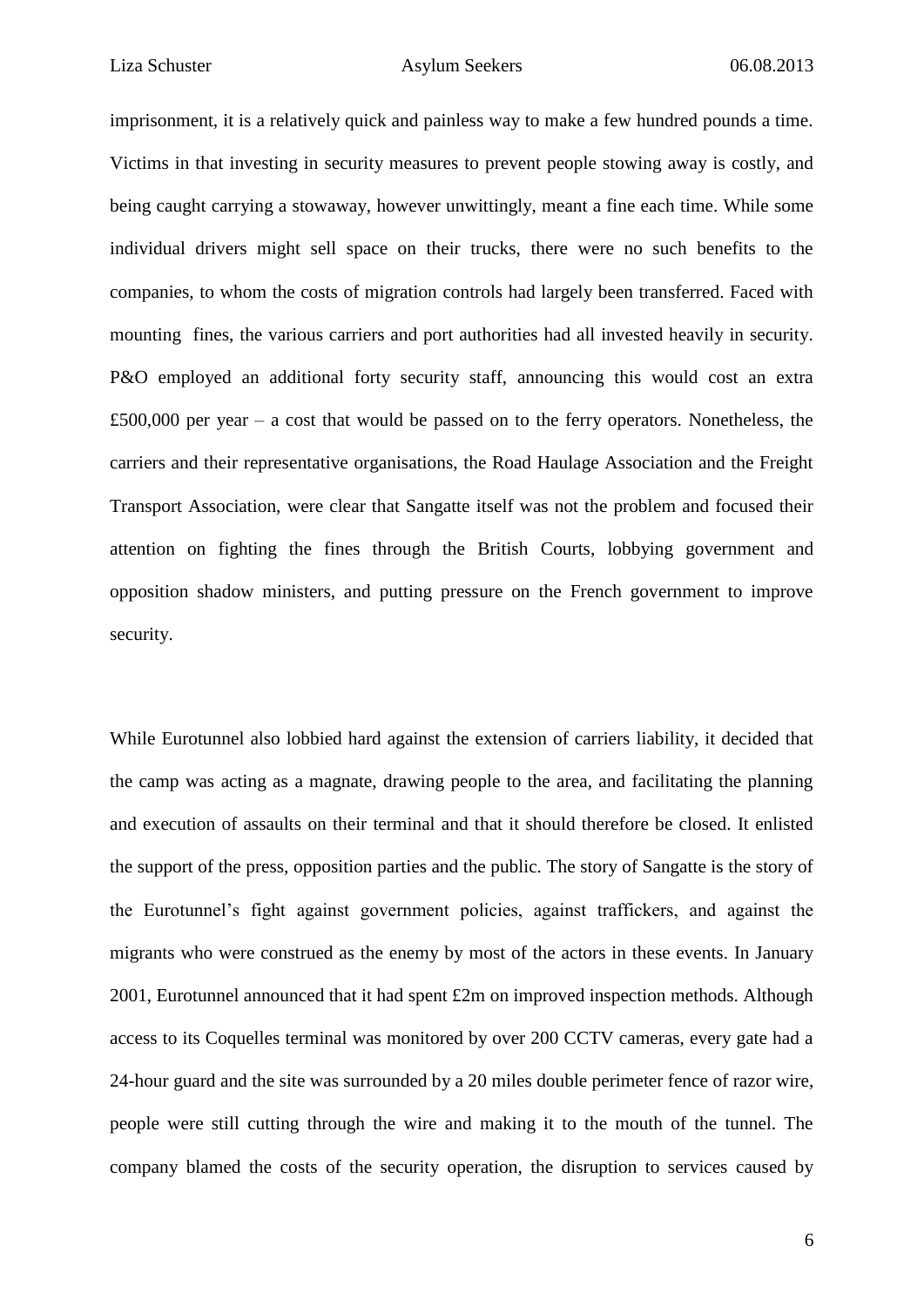imprisonment, it is a relatively quick and painless way to make a few hundred pounds a time. Victims in that investing in security measures to prevent people stowing away is costly, and being caught carrying a stowaway, however unwittingly, meant a fine each time. While some individual drivers might sell space on their trucks, there were no such benefits to the companies, to whom the costs of migration controls had largely been transferred. Faced with mounting fines, the various carriers and port authorities had all invested heavily in security. P&O employed an additional forty security staff, announcing this would cost an extra £500,000 per year – a cost that would be passed on to the ferry operators. Nonetheless, the carriers and their representative organisations, the Road Haulage Association and the Freight Transport Association, were clear that Sangatte itself was not the problem and focused their attention on fighting the fines through the British Courts, lobbying government and opposition shadow ministers, and putting pressure on the French government to improve security.

While Eurotunnel also lobbied hard against the extension of carriers liability, it decided that the camp was acting as a magnate, drawing people to the area, and facilitating the planning and execution of assaults on their terminal and that it should therefore be closed. It enlisted the support of the press, opposition parties and the public. The story of Sangatte is the story of the Eurotunnel's fight against government policies, against traffickers, and against the migrants who were construed as the enemy by most of the actors in these events. In January 2001, Eurotunnel announced that it had spent £2m on improved inspection methods. Although access to its Coquelles terminal was monitored by over 200 CCTV cameras, every gate had a 24-hour guard and the site was surrounded by a 20 miles double perimeter fence of razor wire, people were still cutting through the wire and making it to the mouth of the tunnel. The company blamed the costs of the security operation, the disruption to services caused by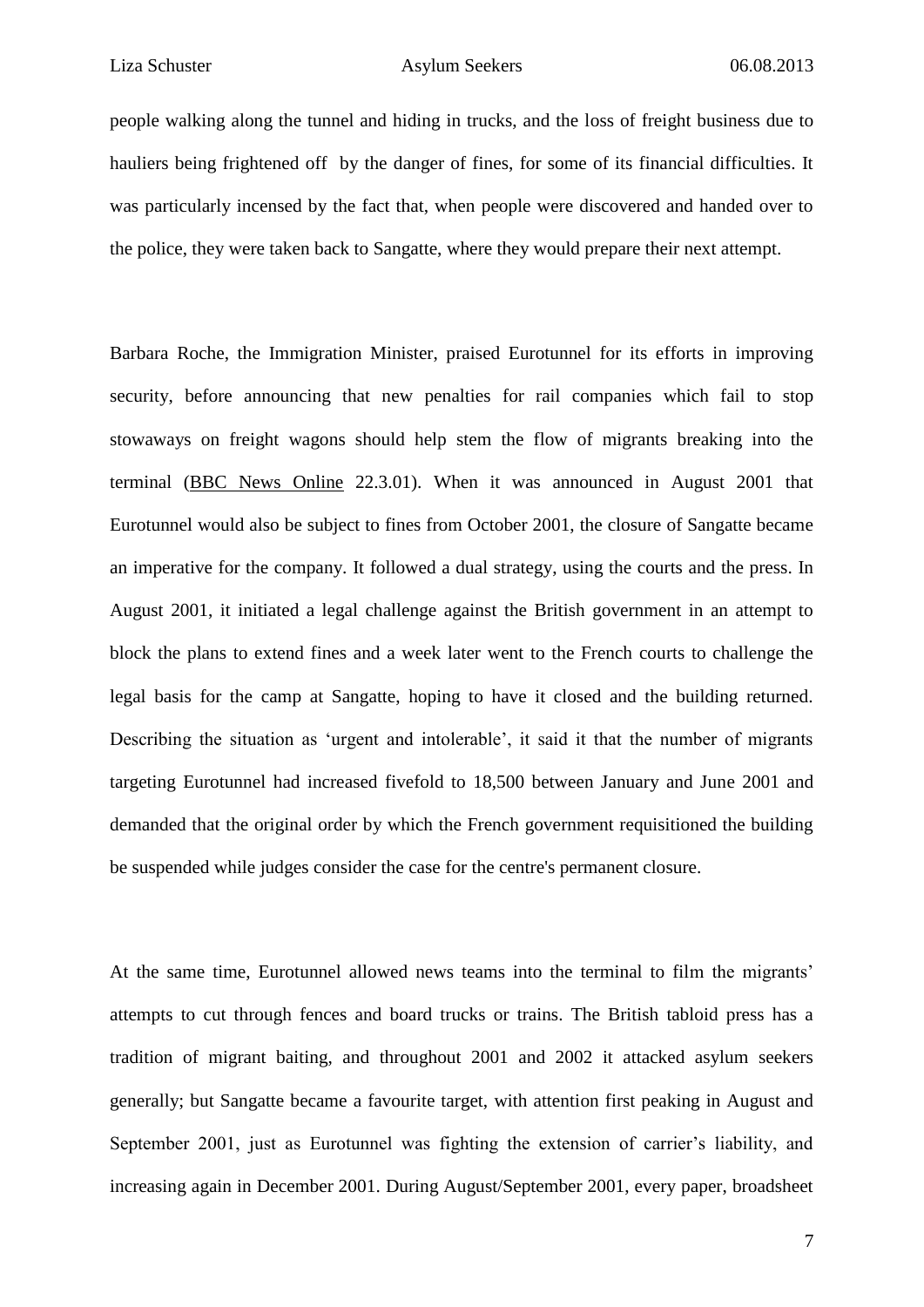people walking along the tunnel and hiding in trucks, and the loss of freight business due to hauliers being frightened off by the danger of fines, for some of its financial difficulties. It was particularly incensed by the fact that, when people were discovered and handed over to the police, they were taken back to Sangatte, where they would prepare their next attempt.

Barbara Roche, the Immigration Minister, praised Eurotunnel for its efforts in improving security, before announcing that new penalties for rail companies which fail to stop stowaways on freight wagons should help stem the flow of migrants breaking into the terminal (BBC News Online 22.3.01). When it was announced in August 2001 that Eurotunnel would also be subject to fines from October 2001, the closure of Sangatte became an imperative for the company. It followed a dual strategy, using the courts and the press. In August 2001, it initiated a legal challenge against the British government in an attempt to block the plans to extend fines and a week later went to the French courts to challenge the legal basis for the camp at Sangatte, hoping to have it closed and the building returned. Describing the situation as 'urgent and intolerable', it said it that the number of migrants targeting Eurotunnel had increased fivefold to 18,500 between January and June 2001 and demanded that the original order by which the French government requisitioned the building be suspended while judges consider the case for the centre's permanent closure.

At the same time, Eurotunnel allowed news teams into the terminal to film the migrants' attempts to cut through fences and board trucks or trains. The British tabloid press has a tradition of migrant baiting, and throughout 2001 and 2002 it attacked asylum seekers generally; but Sangatte became a favourite target, with attention first peaking in August and September 2001, just as Eurotunnel was fighting the extension of carrier's liability, and increasing again in December 2001. During August/September 2001, every paper, broadsheet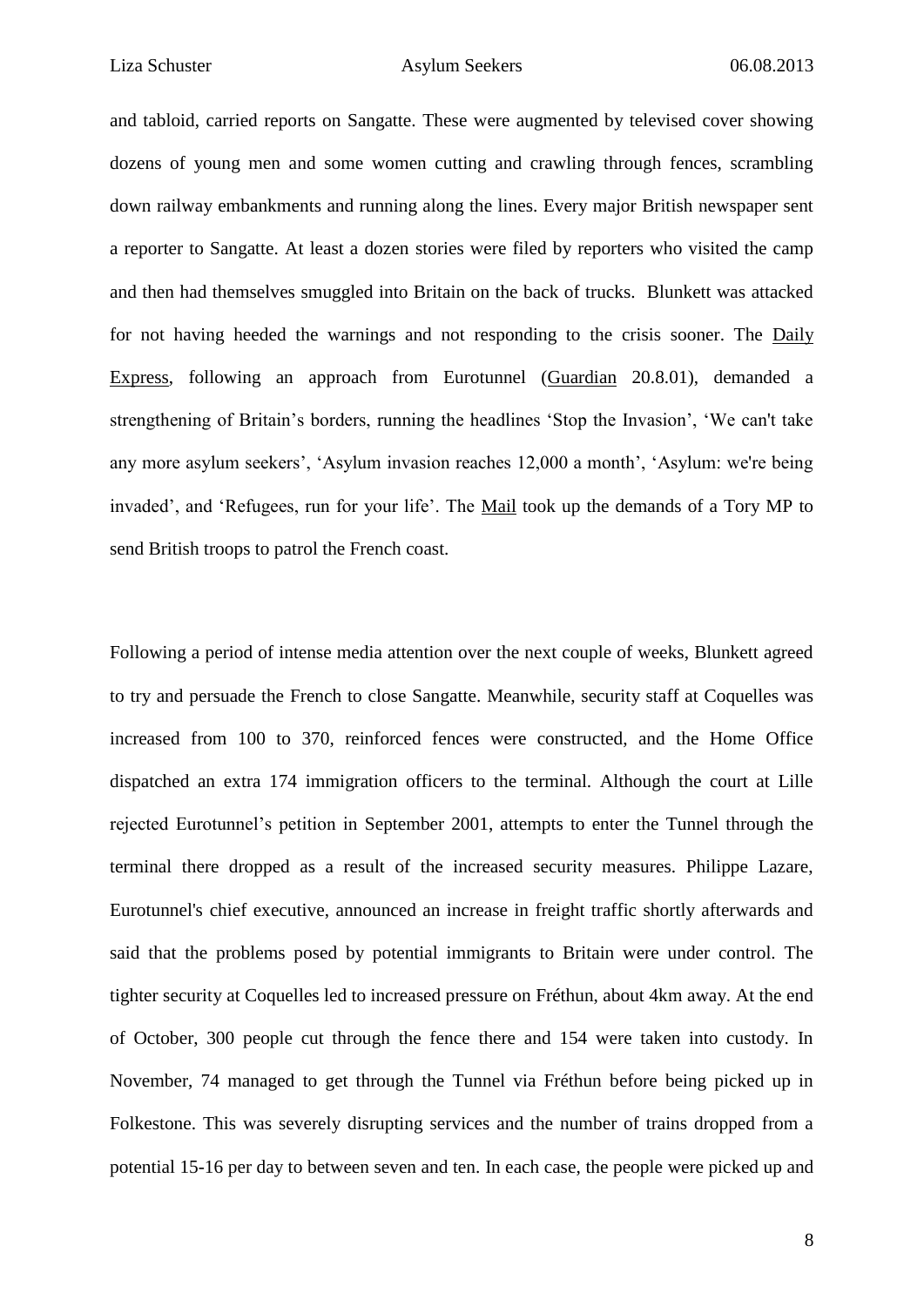and tabloid, carried reports on Sangatte. These were augmented by televised cover showing dozens of young men and some women cutting and crawling through fences, scrambling down railway embankments and running along the lines. Every major British newspaper sent a reporter to Sangatte. At least a dozen stories were filed by reporters who visited the camp and then had themselves smuggled into Britain on the back of trucks. Blunkett was attacked for not having heeded the warnings and not responding to the crisis sooner. The Daily Express, following an approach from Eurotunnel (Guardian 20.8.01), demanded a strengthening of Britain's borders, running the headlines 'Stop the Invasion', 'We can't take any more asylum seekers', 'Asylum invasion reaches 12,000 a month', 'Asylum: we're being invaded', and 'Refugees, run for your life'. The Mail took up the demands of a Tory MP to send British troops to patrol the French coast.

Following a period of intense media attention over the next couple of weeks, Blunkett agreed to try and persuade the French to close Sangatte. Meanwhile, security staff at Coquelles was increased from 100 to 370, reinforced fences were constructed, and the Home Office dispatched an extra 174 immigration officers to the terminal. Although the court at Lille rejected Eurotunnel's petition in September 2001, attempts to enter the Tunnel through the terminal there dropped as a result of the increased security measures. Philippe Lazare, Eurotunnel's chief executive, announced an increase in freight traffic shortly afterwards and said that the problems posed by potential immigrants to Britain were under control. The tighter security at Coquelles led to increased pressure on Fréthun, about 4km away. At the end of October, 300 people cut through the fence there and 154 were taken into custody. In November, 74 managed to get through the Tunnel via Fréthun before being picked up in Folkestone. This was severely disrupting services and the number of trains dropped from a potential 15-16 per day to between seven and ten. In each case, the people were picked up and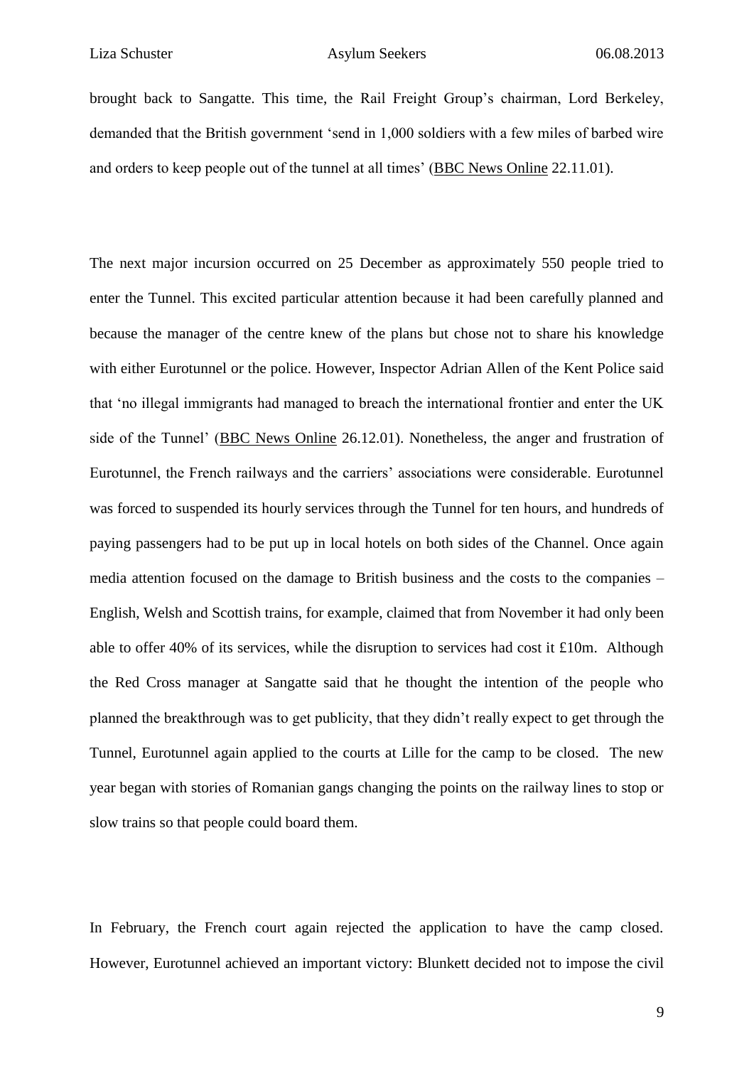brought back to Sangatte. This time, the Rail Freight Group's chairman, Lord Berkeley, demanded that the British government 'send in 1,000 soldiers with a few miles of barbed wire and orders to keep people out of the tunnel at all times' (BBC News Online 22.11.01).

The next major incursion occurred on 25 December as approximately 550 people tried to enter the Tunnel. This excited particular attention because it had been carefully planned and because the manager of the centre knew of the plans but chose not to share his knowledge with either Eurotunnel or the police. However, Inspector Adrian Allen of the Kent Police said that 'no illegal immigrants had managed to breach the international frontier and enter the UK side of the Tunnel' (BBC News Online 26.12.01). Nonetheless, the anger and frustration of Eurotunnel, the French railways and the carriers' associations were considerable. Eurotunnel was forced to suspended its hourly services through the Tunnel for ten hours, and hundreds of paying passengers had to be put up in local hotels on both sides of the Channel. Once again media attention focused on the damage to British business and the costs to the companies – English, Welsh and Scottish trains, for example, claimed that from November it had only been able to offer 40% of its services, while the disruption to services had cost it £10m. Although the Red Cross manager at Sangatte said that he thought the intention of the people who planned the breakthrough was to get publicity, that they didn't really expect to get through the Tunnel, Eurotunnel again applied to the courts at Lille for the camp to be closed. The new year began with stories of Romanian gangs changing the points on the railway lines to stop or slow trains so that people could board them.

In February, the French court again rejected the application to have the camp closed. However, Eurotunnel achieved an important victory: Blunkett decided not to impose the civil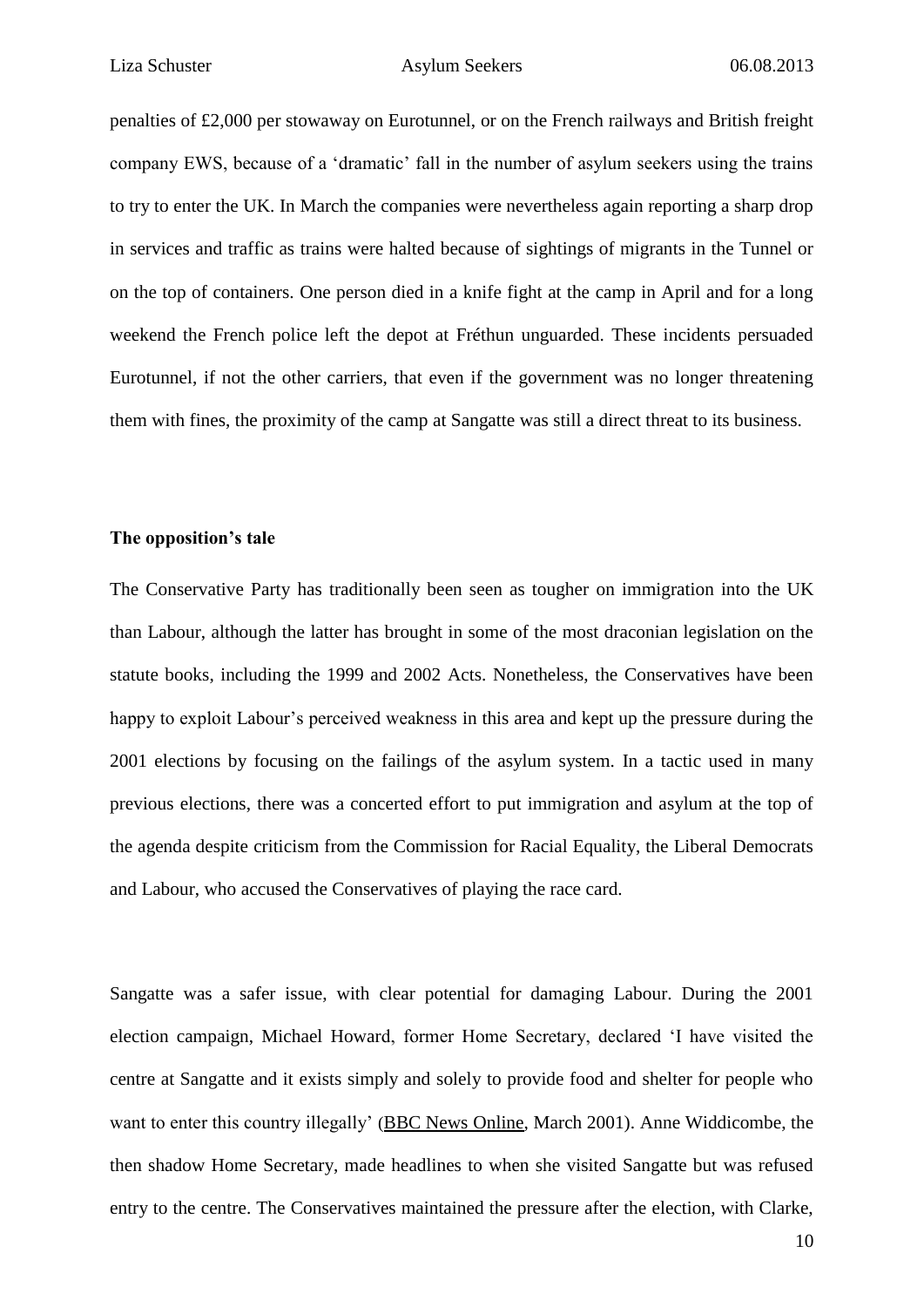penalties of £2,000 per stowaway on Eurotunnel, or on the French railways and British freight company EWS, because of a 'dramatic' fall in the number of asylum seekers using the trains to try to enter the UK. In March the companies were nevertheless again reporting a sharp drop in services and traffic as trains were halted because of sightings of migrants in the Tunnel or on the top of containers. One person died in a knife fight at the camp in April and for a long weekend the French police left the depot at Fréthun unguarded. These incidents persuaded Eurotunnel, if not the other carriers, that even if the government was no longer threatening them with fines, the proximity of the camp at Sangatte was still a direct threat to its business.

**The opposition's tale**

The Conservative Party has traditionally been seen as tougher on immigration into the UK than Labour, although the latter has brought in some of the most draconian legislation on the statute books, including the 1999 and 2002 Acts. Nonetheless, the Conservatives have been happy to exploit Labour's perceived weakness in this area and kept up the pressure during the 2001 elections by focusing on the failings of the asylum system. In a tactic used in many previous elections, there was a concerted effort to put immigration and asylum at the top of the agenda despite criticism from the Commission for Racial Equality, the Liberal Democrats and Labour, who accused the Conservatives of playing the race card.

Sangatte was a safer issue, with clear potential for damaging Labour. During the 2001 election campaign, Michael Howard, former Home Secretary, declared 'I have visited the centre at Sangatte and it exists simply and solely to provide food and shelter for people who want to enter this country illegally' (BBC News Online, March 2001). Anne Widdicombe, the then shadow Home Secretary, made headlines to when she visited Sangatte but was refused entry to the centre. The Conservatives maintained the pressure after the election, with Clarke,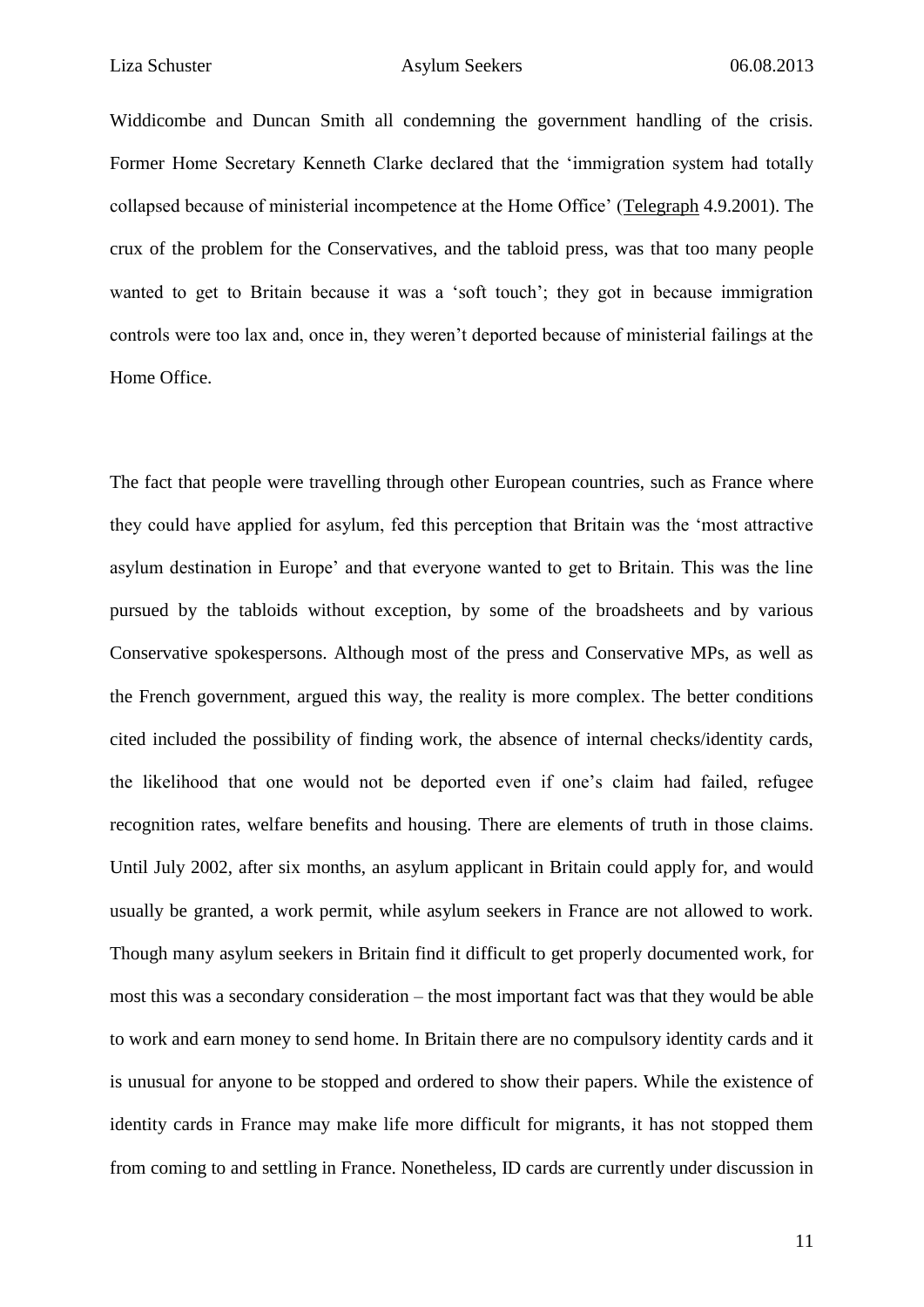Widdicombe and Duncan Smith all condemning the government handling of the crisis. Former Home Secretary Kenneth Clarke declared that the 'immigration system had totally collapsed because of ministerial incompetence at the Home Office' (Telegraph 4.9.2001). The crux of the problem for the Conservatives, and the tabloid press, was that too many people wanted to get to Britain because it was a 'soft touch'; they got in because immigration controls were too lax and, once in, they weren't deported because of ministerial failings at the Home Office.

The fact that people were travelling through other European countries, such as France where they could have applied for asylum, fed this perception that Britain was the 'most attractive asylum destination in Europe' and that everyone wanted to get to Britain. This was the line pursued by the tabloids without exception, by some of the broadsheets and by various Conservative spokespersons. Although most of the press and Conservative MPs, as well as the French government, argued this way, the reality is more complex. The better conditions cited included the possibility of finding work, the absence of internal checks/identity cards, the likelihood that one would not be deported even if one's claim had failed, refugee recognition rates, welfare benefits and housing. There are elements of truth in those claims. Until July 2002, after six months, an asylum applicant in Britain could apply for, and would usually be granted, a work permit, while asylum seekers in France are not allowed to work. Though many asylum seekers in Britain find it difficult to get properly documented work, for most this was a secondary consideration – the most important fact was that they would be able to work and earn money to send home. In Britain there are no compulsory identity cards and it is unusual for anyone to be stopped and ordered to show their papers. While the existence of identity cards in France may make life more difficult for migrants, it has not stopped them from coming to and settling in France. Nonetheless, ID cards are currently under discussion in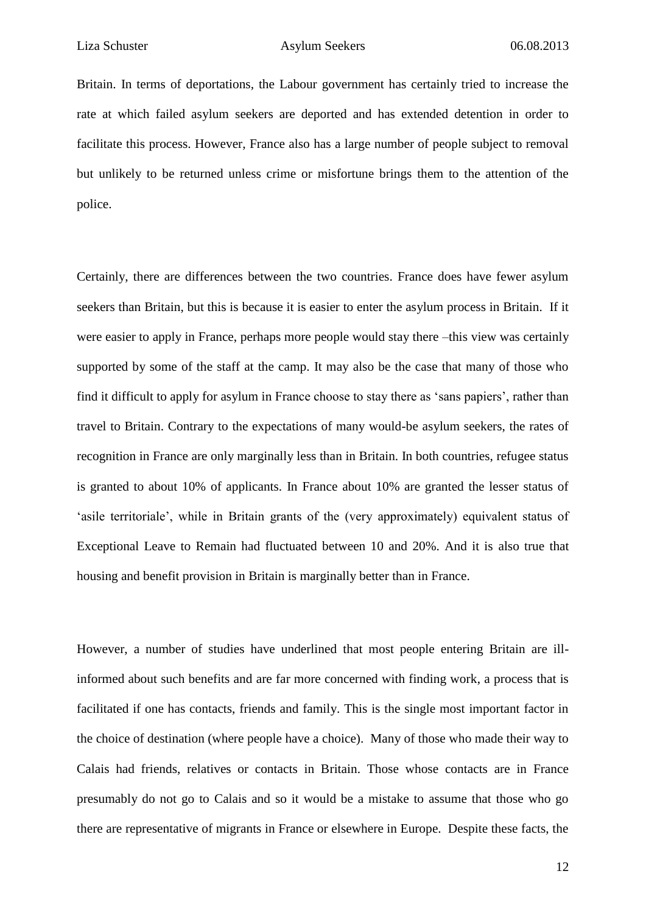Britain. In terms of deportations, the Labour government has certainly tried to increase the rate at which failed asylum seekers are deported and has extended detention in order to facilitate this process. However, France also has a large number of people subject to removal but unlikely to be returned unless crime or misfortune brings them to the attention of the police.

Certainly, there are differences between the two countries. France does have fewer asylum seekers than Britain, but this is because it is easier to enter the asylum process in Britain. If it were easier to apply in France, perhaps more people would stay there –this view was certainly supported by some of the staff at the camp. It may also be the case that many of those who find it difficult to apply for asylum in France choose to stay there as 'sans papiers', rather than travel to Britain. Contrary to the expectations of many would-be asylum seekers, the rates of recognition in France are only marginally less than in Britain. In both countries, refugee status is granted to about 10% of applicants. In France about 10% are granted the lesser status of 'asile territoriale', while in Britain grants of the (very approximately) equivalent status of Exceptional Leave to Remain had fluctuated between 10 and 20%. And it is also true that housing and benefit provision in Britain is marginally better than in France.

However, a number of studies have underlined that most people entering Britain are ill-informed about such benefits and are far more concerned with finding work, a process that is facilitated if one has contacts, friends and family. This is the single most important factor in the choice of destination (where people have a choice). Many of those who made their way to Calais had friends, relatives or contacts in Britain. Those whose contacts are in France presumably do not go to Calais and so it would be a mistake to assume that those who go there are representative of migrants in France or elsewhere in Europe. Despite these facts, the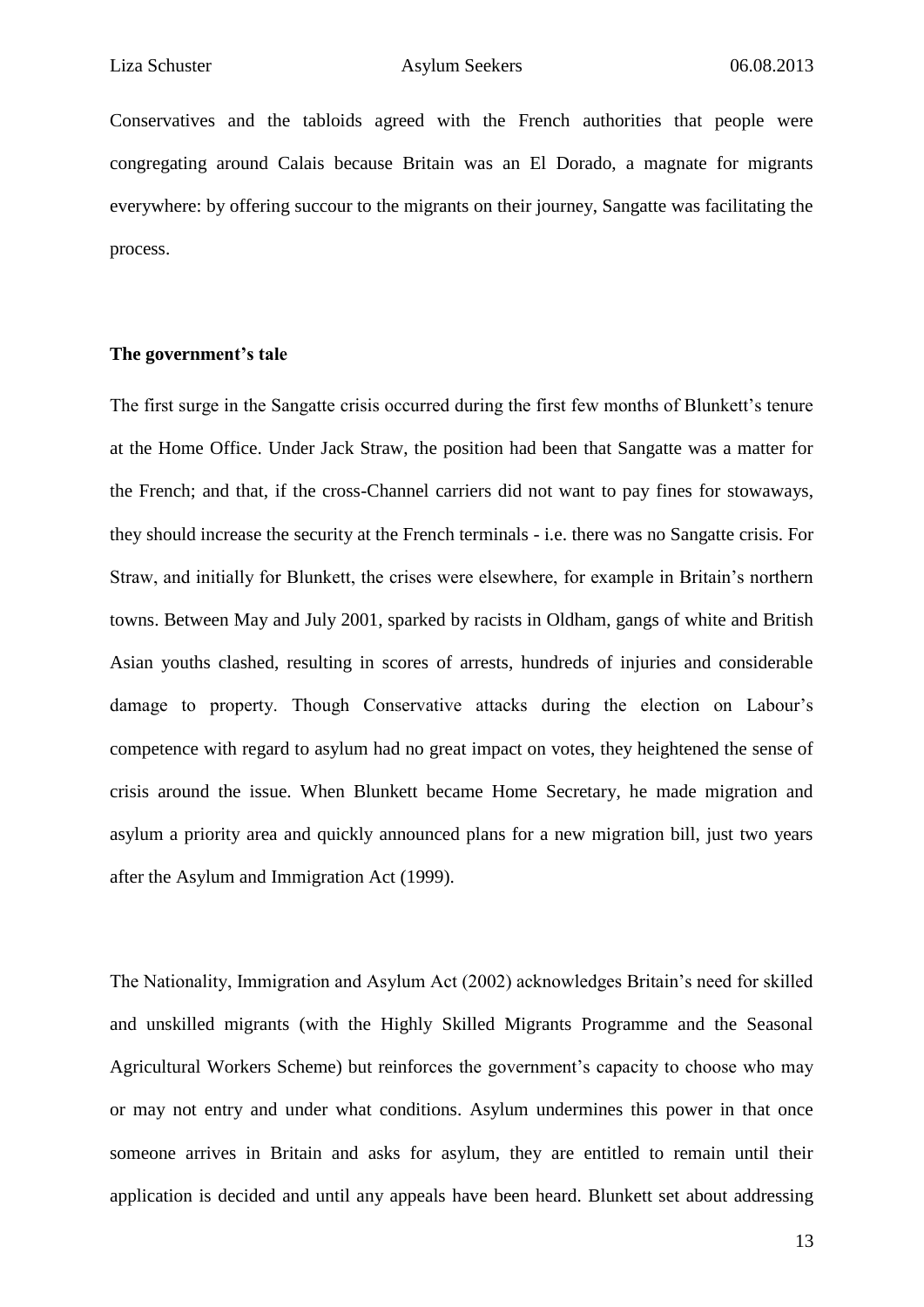Conservatives and the tabloids agreed with the French authorities that people were congregating around Calais because Britain was an El Dorado, a magnate for migrants everywhere: by offering succour to the migrants on their journey, Sangatte was facilitating the process.

**The government's tale**

The first surge in the Sangatte crisis occurred during the first few months of Blunkett's tenure at the Home Office. Under Jack Straw, the position had been that Sangatte was a matter for the French; and that, if the cross-Channel carriers did not want to pay fines for stowaways, they should increase the security at the French terminals - i.e. there was no Sangatte crisis. For Straw, and initially for Blunkett, the crises were elsewhere, for example in Britain's northern towns. Between May and July 2001, sparked by racists in Oldham, gangs of white and British Asian youths clashed, resulting in scores of arrests, hundreds of injuries and considerable damage to property. Though Conservative attacks during the election on Labour's competence with regard to asylum had no great impact on votes, they heightened the sense of crisis around the issue. When Blunkett became Home Secretary, he made migration and asylum a priority area and quickly announced plans for a new migration bill, just two years after the Asylum and Immigration Act (1999).

The Nationality, Immigration and Asylum Act (2002) acknowledges Britain's need for skilled and unskilled migrants (with the Highly Skilled Migrants Programme and the Seasonal Agricultural Workers Scheme) but reinforces the government's capacity to choose who may or may not entry and under what conditions. Asylum undermines this power in that once someone arrives in Britain and asks for asylum, they are entitled to remain until their application is decided and until any appeals have been heard. Blunkett set about addressing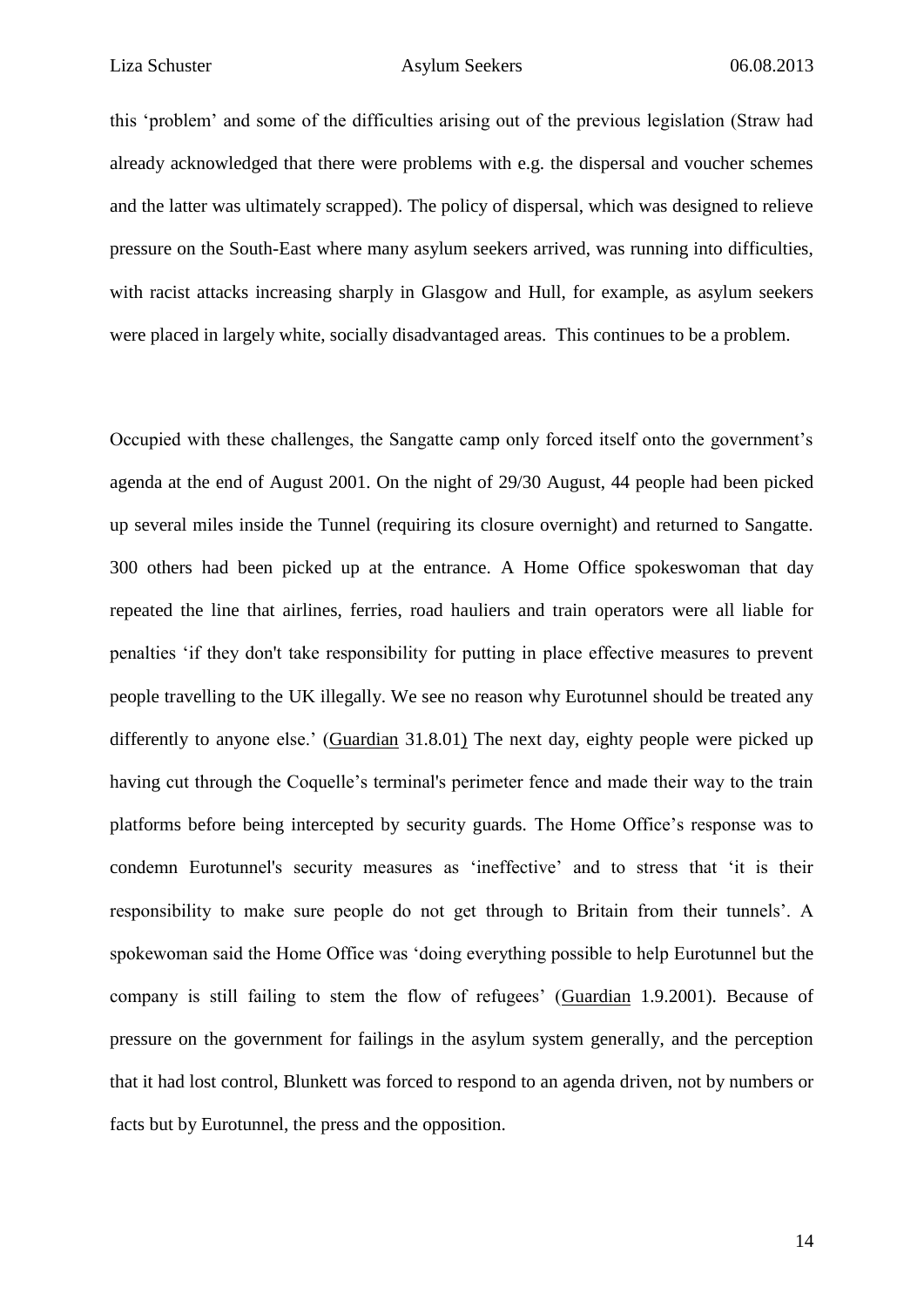this 'problem' and some of the difficulties arising out of the previous legislation (Straw had already acknowledged that there were problems with e.g. the dispersal and voucher schemes and the latter was ultimately scrapped). The policy of dispersal, which was designed to relieve pressure on the South-East where many asylum seekers arrived, was running into difficulties, with racist attacks increasing sharply in Glasgow and Hull, for example, as asylum seekers were placed in largely white, socially disadvantaged areas. This continues to be a problem.

Occupied with these challenges, the Sangatte camp only forced itself onto the government's agenda at the end of August 2001. On the night of 29/30 August, 44 people had been picked up several miles inside the Tunnel (requiring its closure overnight) and returned to Sangatte. 300 others had been picked up at the entrance. A Home Office spokeswoman that day repeated the line that airlines, ferries, road hauliers and train operators were all liable for penalties 'if they don't take responsibility for putting in place effective measures to prevent people travelling to the UK illegally. We see no reason why Eurotunnel should be treated any differently to anyone else.' (Guardian 31.8.01) The next day, eighty people were picked up having cut through the Coquelle's terminal's perimeter fence and made their way to the train platforms before being intercepted by security guards. The Home Office's response was to condemn Eurotunnel's security measures as 'ineffective' and to stress that 'it is their responsibility to make sure people do not get through to Britain from their tunnels'. A spokewoman said the Home Office was 'doing everything possible to help Eurotunnel but the company is still failing to stem the flow of refugees' (Guardian 1.9.2001). Because of pressure on the government for failings in the asylum system generally, and the perception that it had lost control, Blunkett was forced to respond to an agenda driven, not by numbers or facts but by Eurotunnel, the press and the opposition.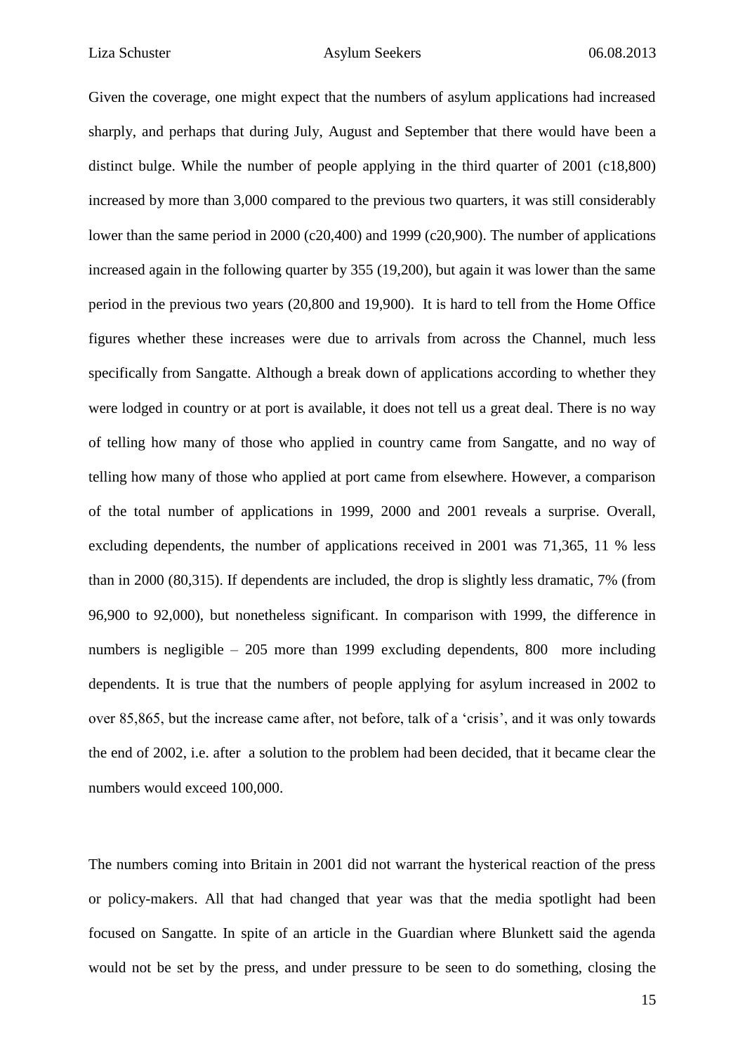Given the coverage, one might expect that the numbers of asylum applications had increased sharply, and perhaps that during July, August and September that there would have been a distinct bulge. While the number of people applying in the third quarter of 2001 (c18,800) increased by more than 3,000 compared to the previous two quarters, it was still considerably lower than the same period in 2000 (c20,400) and 1999 (c20,900). The number of applications increased again in the following quarter by 355 (19,200), but again it was lower than the same period in the previous two years (20,800 and 19,900). It is hard to tell from the Home Office figures whether these increases were due to arrivals from across the Channel, much less specifically from Sangatte. Although a break down of applications according to whether they were lodged in country or at port is available, it does not tell us a great deal. There is no way of telling how many of those who applied in country came from Sangatte, and no way of telling how many of those who applied at port came from elsewhere. However, a comparison of the total number of applications in 1999, 2000 and 2001 reveals a surprise. Overall, excluding dependents, the number of applications received in 2001 was 71,365, 11 % less than in 2000 (80,315). If dependents are included, the drop is slightly less dramatic, 7% (from 96,900 to 92,000), but nonetheless significant. In comparison with 1999, the difference in numbers is negligible – 205 more than 1999 excluding dependents, 800 more including dependents. It is true that the numbers of people applying for asylum increased in 2002 to over 85,865, but the increase came after, not before, talk of a 'crisis', and it was only towards the end of 2002, i.e. after a solution to the problem had been decided, that it became clear the numbers would exceed 100,000.

The numbers coming into Britain in 2001 did not warrant the hysterical reaction of the press or policy-makers. All that had changed that year was that the media spotlight had been focused on Sangatte. In spite of an article in the Guardian where Blunkett said the agenda would not be set by the press, and under pressure to be seen to do something, closing the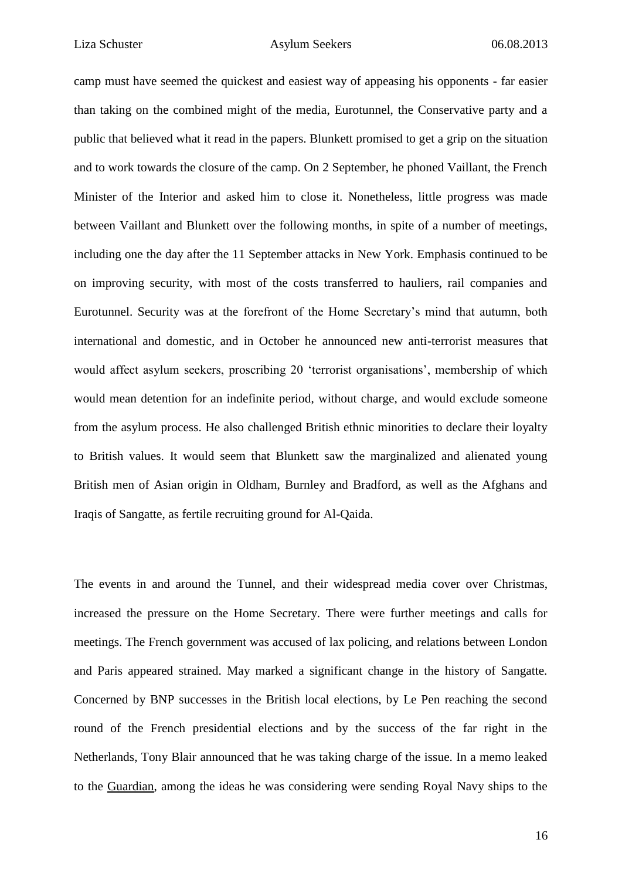camp must have seemed the quickest and easiest way of appeasing his opponents - far easier than taking on the combined might of the media, Eurotunnel, the Conservative party and a public that believed what it read in the papers. Blunkett promised to get a grip on the situation and to work towards the closure of the camp. On 2 September, he phoned Vaillant, the French Minister of the Interior and asked him to close it. Nonetheless, little progress was made between Vaillant and Blunkett over the following months, in spite of a number of meetings, including one the day after the 11 September attacks in New York. Emphasis continued to be on improving security, with most of the costs transferred to hauliers, rail companies and Eurotunnel. Security was at the forefront of the Home Secretary's mind that autumn, both international and domestic, and in October he announced new anti-terrorist measures that would affect asylum seekers, proscribing 20 'terrorist organisations', membership of which would mean detention for an indefinite period, without charge, and would exclude someone from the asylum process. He also challenged British ethnic minorities to declare their loyalty to British values. It would seem that Blunkett saw the marginalized and alienated young British men of Asian origin in Oldham, Burnley and Bradford, as well as the Afghans and Iraqis of Sangatte, as fertile recruiting ground for Al-Qaida.

The events in and around the Tunnel, and their widespread media cover over Christmas, increased the pressure on the Home Secretary. There were further meetings and calls for meetings. The French government was accused of lax policing, and relations between London and Paris appeared strained. May marked a significant change in the history of Sangatte. Concerned by BNP successes in the British local elections, by Le Pen reaching the second round of the French presidential elections and by the success of the far right in the Netherlands, Tony Blair announced that he was taking charge of the issue. In a memo leaked to the Guardian, among the ideas he was considering were sending Royal Navy ships to the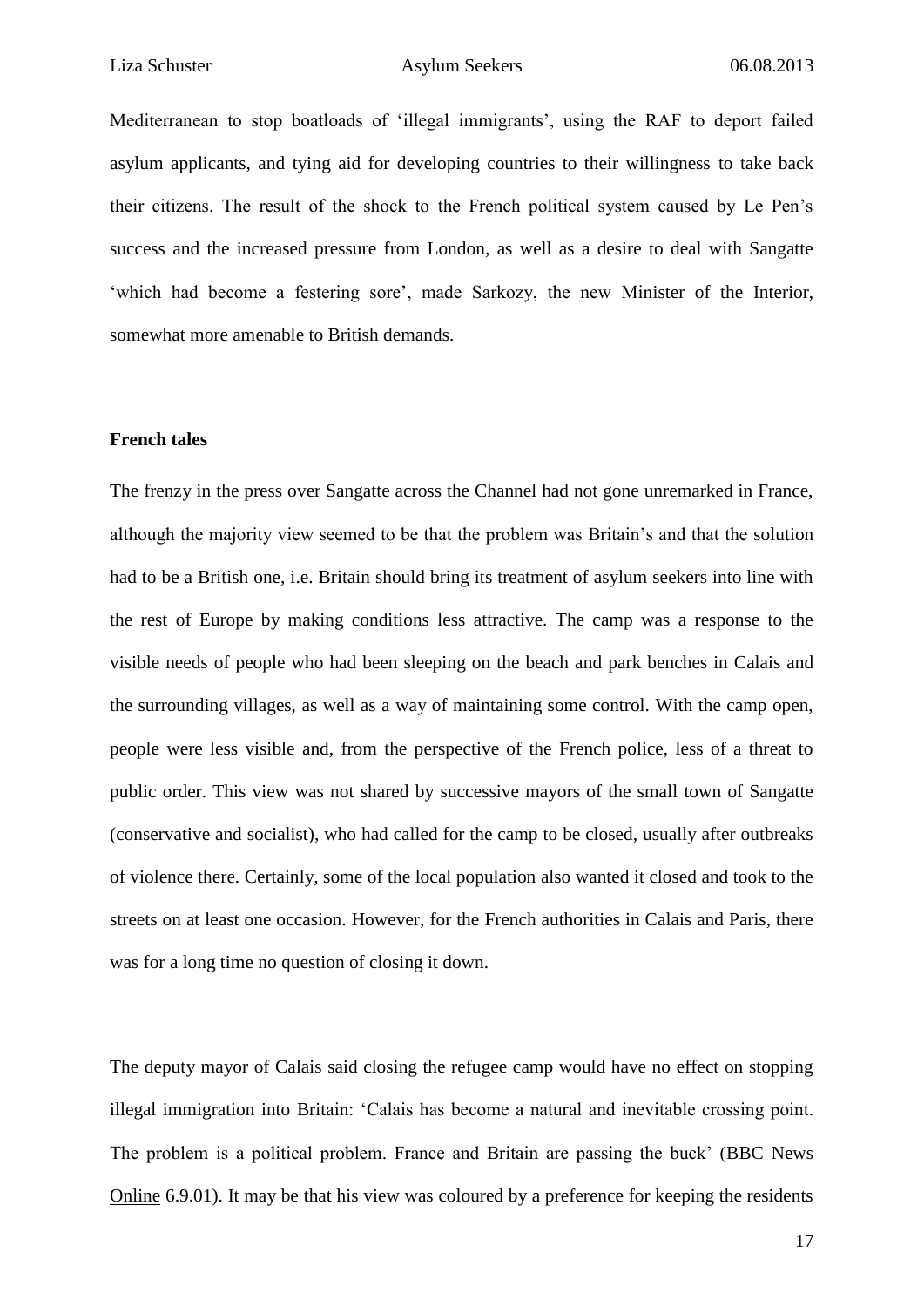Mediterranean to stop boatloads of 'illegal immigrants', using the RAF to deport failed asylum applicants, and tying aid for developing countries to their willingness to take back their citizens. The result of the shock to the French political system caused by Le Pen's success and the increased pressure from London, as well as a desire to deal with Sangatte 'which had become a festering sore', made Sarkozy, the new Minister of the Interior, somewhat more amenable to British demands.

**French tales**

The frenzy in the press over Sangatte across the Channel had not gone unremarked in France, although the majority view seemed to be that the problem was Britain's and that the solution had to be a British one, i.e. Britain should bring its treatment of asylum seekers into line with the rest of Europe by making conditions less attractive. The camp was a response to the visible needs of people who had been sleeping on the beach and park benches in Calais and the surrounding villages, as well as a way of maintaining some control. With the camp open, people were less visible and, from the perspective of the French police, less of a threat to public order. This view was not shared by successive mayors of the small town of Sangatte (conservative and socialist), who had called for the camp to be closed, usually after outbreaks of violence there. Certainly, some of the local population also wanted it closed and took to the streets on at least one occasion. However, for the French authorities in Calais and Paris, there was for a long time no question of closing it down.

The deputy mayor of Calais said closing the refugee camp would have no effect on stopping illegal immigration into Britain: 'Calais has become a natural and inevitable crossing point. The problem is a political problem. France and Britain are passing the buck' (BBC News Online 6.9.01). It may be that his view was coloured by a preference for keeping the residents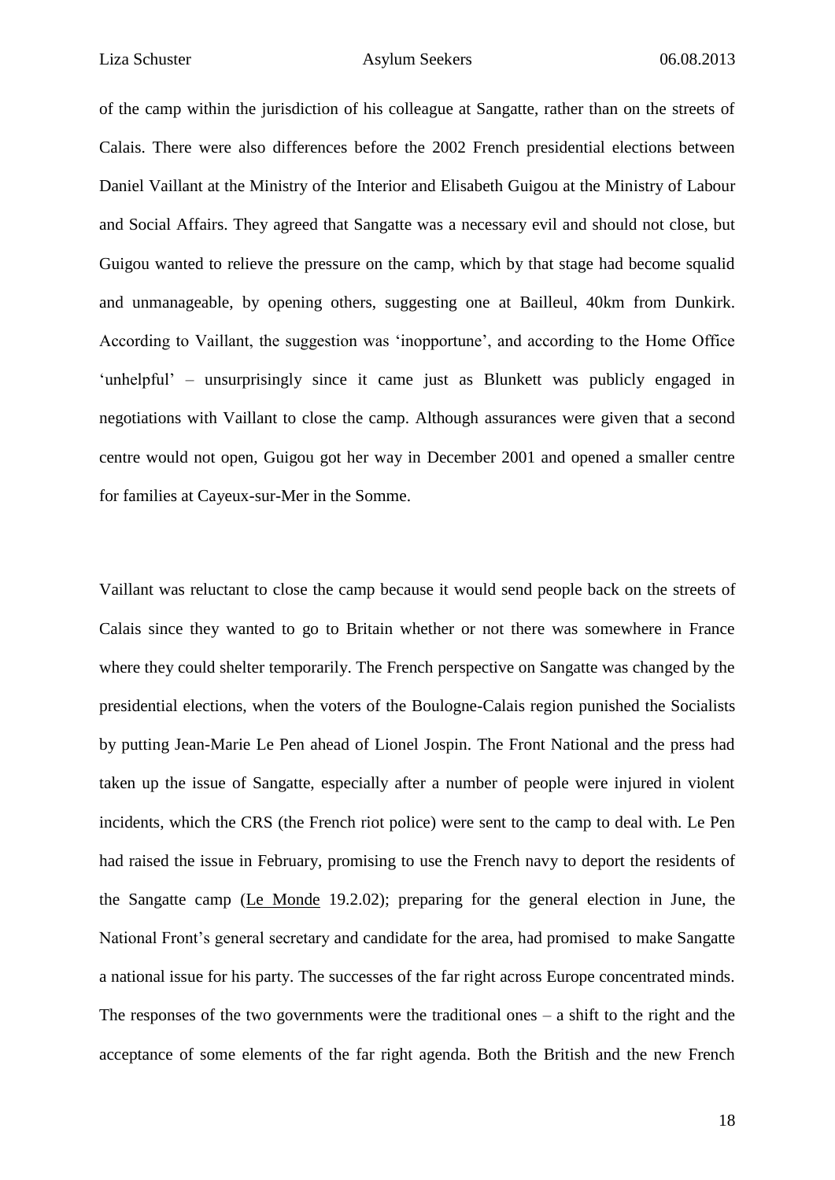of the camp within the jurisdiction of his colleague at Sangatte, rather than on the streets of Calais. There were also differences before the 2002 French presidential elections between Daniel Vaillant at the Ministry of the Interior and Elisabeth Guigou at the Ministry of Labour and Social Affairs. They agreed that Sangatte was a necessary evil and should not close, but Guigou wanted to relieve the pressure on the camp, which by that stage had become squalid and unmanageable, by opening others, suggesting one at Bailleul, 40km from Dunkirk. According to Vaillant, the suggestion was 'inopportune', and according to the Home Office 'unhelpful' – unsurprisingly since it came just as Blunkett was publicly engaged in negotiations with Vaillant to close the camp. Although assurances were given that a second centre would not open, Guigou got her way in December 2001 and opened a smaller centre for families at Cayeux-sur-Mer in the Somme.

Vaillant was reluctant to close the camp because it would send people back on the streets of Calais since they wanted to go to Britain whether or not there was somewhere in France where they could shelter temporarily. The French perspective on Sangatte was changed by the presidential elections, when the voters of the Boulogne-Calais region punished the Socialists by putting Jean-Marie Le Pen ahead of Lionel Jospin. The Front National and the press had taken up the issue of Sangatte, especially after a number of people were injured in violent incidents, which the CRS (the French riot police) were sent to the camp to deal with. Le Pen had raised the issue in February, promising to use the French navy to deport the residents of the Sangatte camp (Le Monde 19.2.02); preparing for the general election in June, the National Front's general secretary and candidate for the area, had promised to make Sangatte a national issue for his party. The successes of the far right across Europe concentrated minds. The responses of the two governments were the traditional ones – a shift to the right and the acceptance of some elements of the far right agenda. Both the British and the new French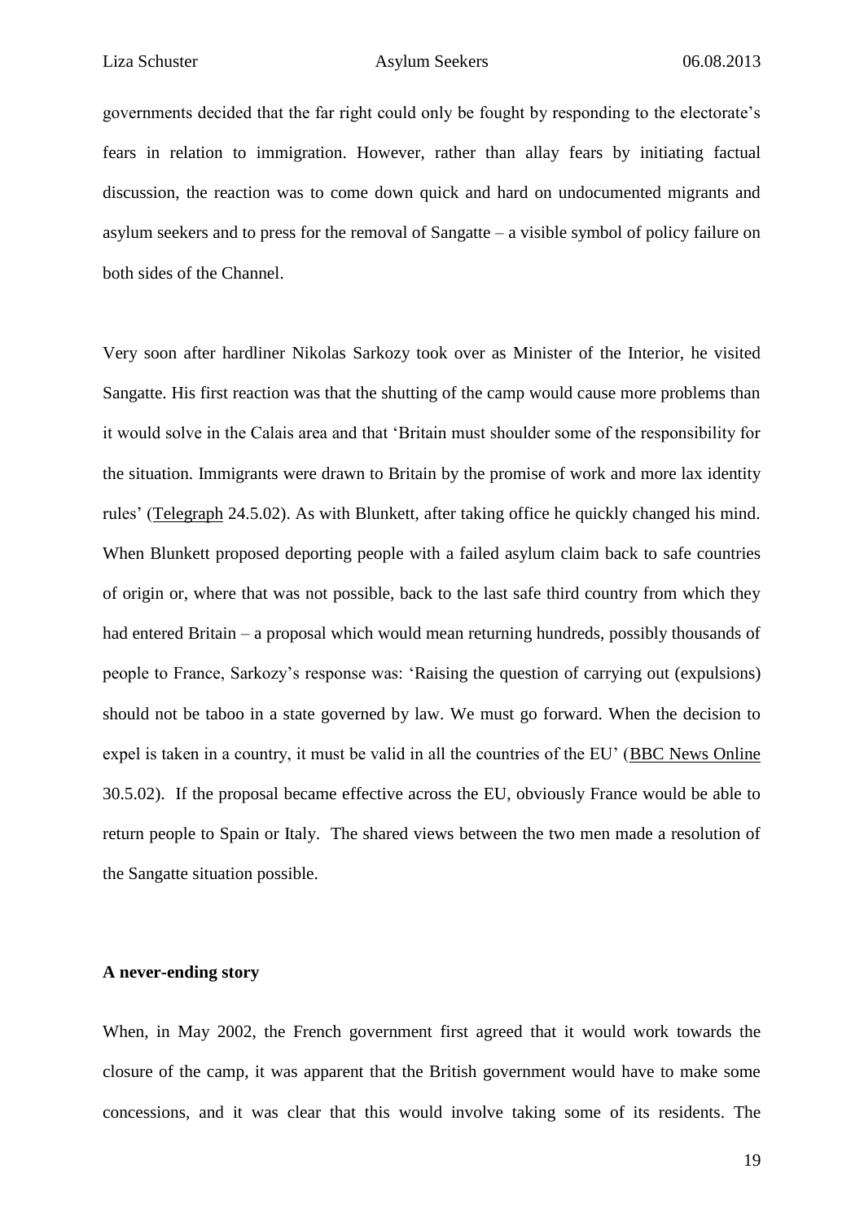governments decided that the far right could only be fought by responding to the electorate's fears in relation to immigration. However, rather than allay fears by initiating factual discussion, the reaction was to come down quick and hard on undocumented migrants and asylum seekers and to press for the removal of Sangatte – a visible symbol of policy failure on both sides of the Channel.

Very soon after hardliner Nikolas Sarkozy took over as Minister of the Interior, he visited Sangatte. His first reaction was that the shutting of the camp would cause more problems than it would solve in the Calais area and that 'Britain must shoulder some of the responsibility for the situation. Immigrants were drawn to Britain by the promise of work and more lax identity rules' (Telegraph 24.5.02). As with Blunkett, after taking office he quickly changed his mind. When Blunkett proposed deporting people with a failed asylum claim back to safe countries of origin or, where that was not possible, back to the last safe third country from which they had entered Britain – a proposal which would mean returning hundreds, possibly thousands of people to France, Sarkozy's response was: 'Raising the question of carrying out (expulsions) should not be taboo in a state governed by law. We must go forward. When the decision to expel is taken in a country, it must be valid in all the countries of the EU' (BBC News Online 30.5.02). If the proposal became effective across the EU, obviously France would be able to return people to Spain or Italy. The shared views between the two men made a resolution of the Sangatte situation possible.

### A never-ending story

When, in May 2002, the French government first agreed that it would work towards the closure of the camp, it was apparent that the British government would have to make some concessions, and it was clear that this would involve taking some of its residents. The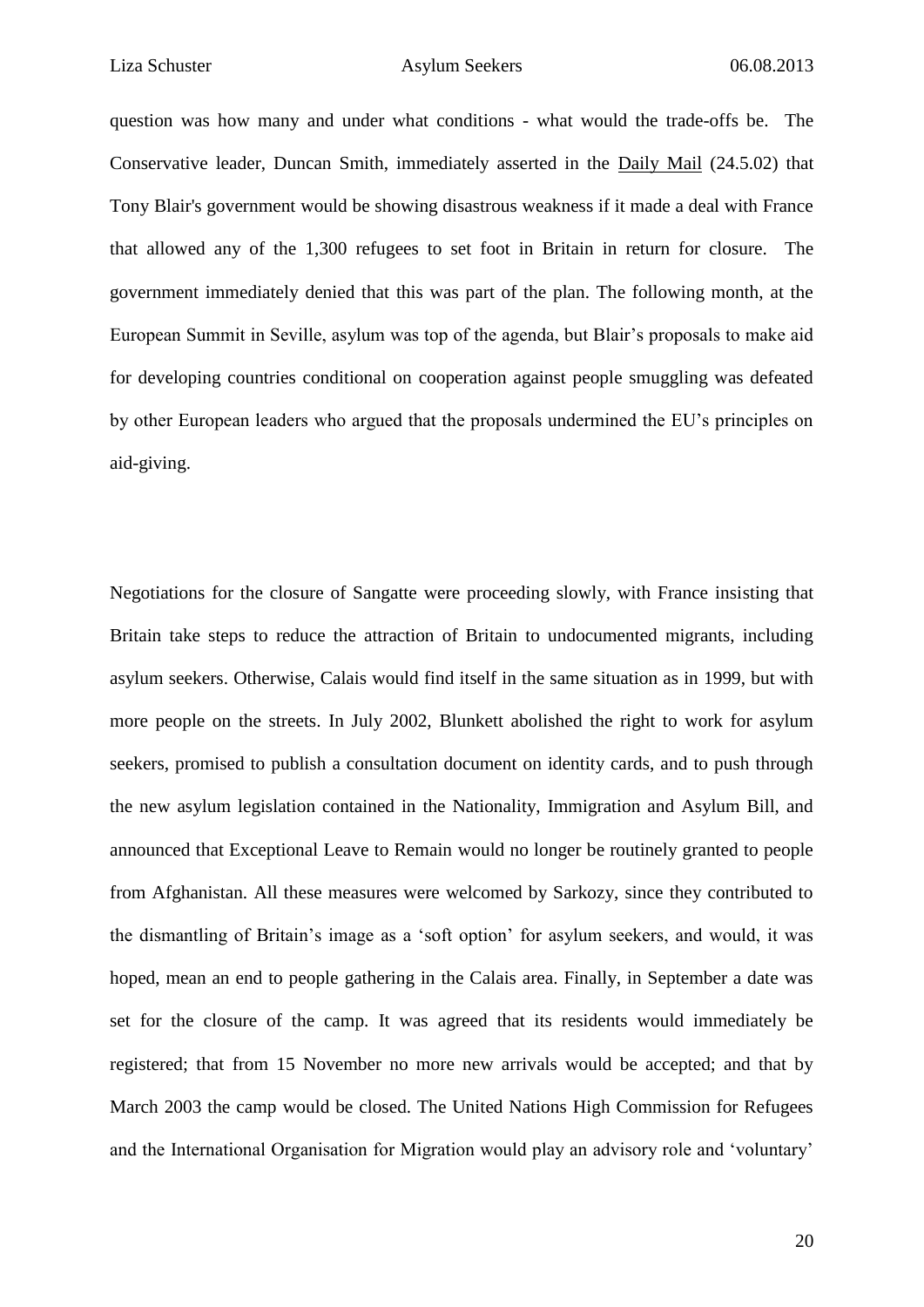question was how many and under what conditions - what would the trade-offs be. The Conservative leader, Duncan Smith, immediately asserted in the Daily Mail (24.5.02) that Tony Blair's government would be showing disastrous weakness if it made a deal with France that allowed any of the 1,300 refugees to set foot in Britain in return for closure. The government immediately denied that this was part of the plan. The following month, at the European Summit in Seville, asylum was top of the agenda, but Blair's proposals to make aid for developing countries conditional on cooperation against people smuggling was defeated by other European leaders who argued that the proposals undermined the EU's principles on aid-giving.

Negotiations for the closure of Sangatte were proceeding slowly, with France insisting that Britain take steps to reduce the attraction of Britain to undocumented migrants, including asylum seekers. Otherwise, Calais would find itself in the same situation as in 1999, but with more people on the streets. In July 2002, Blunkett abolished the right to work for asylum seekers, promised to publish a consultation document on identity cards, and to push through the new asylum legislation contained in the Nationality, Immigration and Asylum Bill, and announced that Exceptional Leave to Remain would no longer be routinely granted to people from Afghanistan. All these measures were welcomed by Sarkozy, since they contributed to the dismantling of Britain's image as a 'soft option' for asylum seekers, and would, it was hoped, mean an end to people gathering in the Calais area. Finally, in September a date was set for the closure of the camp. It was agreed that its residents would immediately be registered; that from 15 November no more new arrivals would be accepted; and that by March 2003 the camp would be closed. The United Nations High Commission for Refugees and the International Organisation for Migration would play an advisory role and 'voluntary'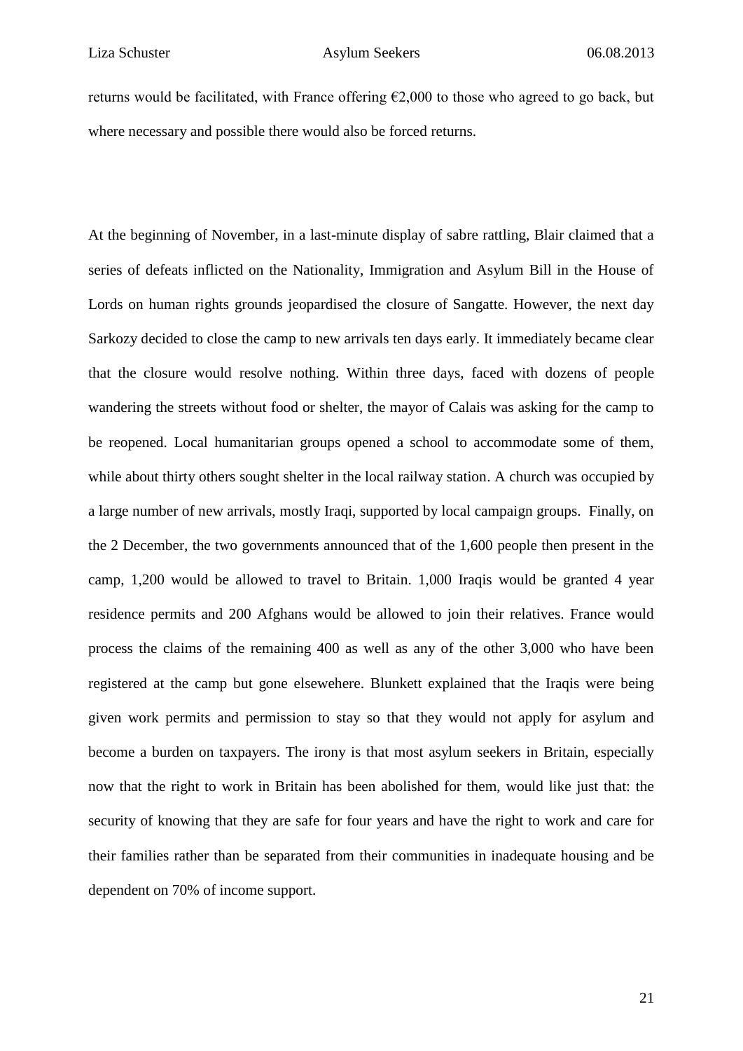returns would be facilitated, with France offering €2,000 to those who agreed to go back, but where necessary and possible there would also be forced returns.

At the beginning of November, in a last-minute display of sabre rattling, Blair claimed that a series of defeats inflicted on the Nationality, Immigration and Asylum Bill in the House of Lords on human rights grounds jeopardised the closure of Sangatte. However, the next day Sarkozy decided to close the camp to new arrivals ten days early. It immediately became clear that the closure would resolve nothing. Within three days, faced with dozens of people wandering the streets without food or shelter, the mayor of Calais was asking for the camp to be reopened. Local humanitarian groups opened a school to accommodate some of them, while about thirty others sought shelter in the local railway station. A church was occupied by a large number of new arrivals, mostly Iraqi, supported by local campaign groups. Finally, on the 2 December, the two governments announced that of the 1,600 people then present in the camp, 1,200 would be allowed to travel to Britain. 1,000 Iraqis would be granted 4 year residence permits and 200 Afghans would be allowed to join their relatives. France would process the claims of the remaining 400 as well as any of the other 3,000 who have been registered at the camp but gone elsewehere. Blunkett explained that the Iraqis were being given work permits and permission to stay so that they would not apply for asylum and become a burden on taxpayers. The irony is that most asylum seekers in Britain, especially now that the right to work in Britain has been abolished for them, would like just that: the security of knowing that they are safe for four years and have the right to work and care for their families rather than be separated from their communities in inadequate housing and be dependent on 70% of income support.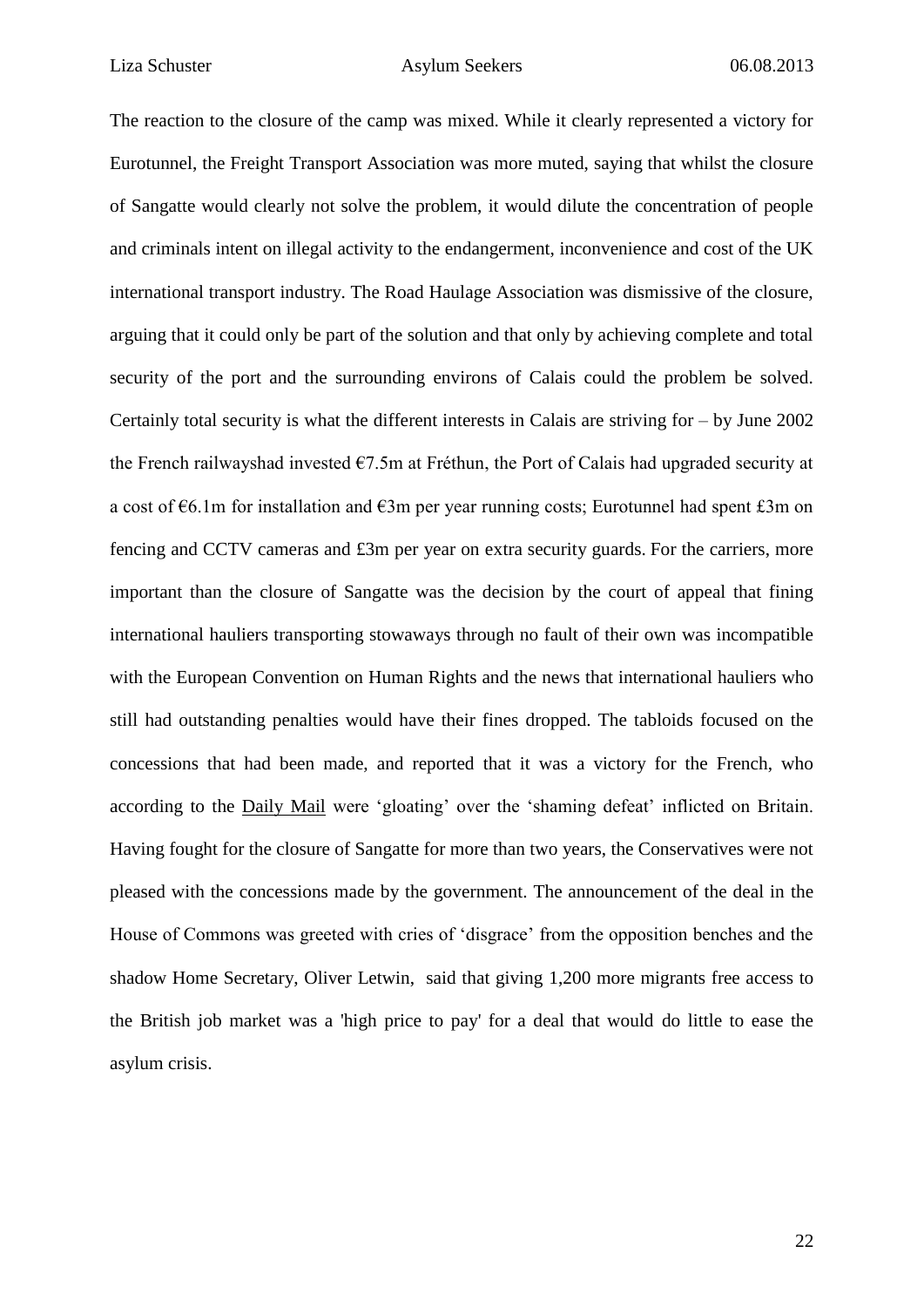The reaction to the closure of the camp was mixed. While it clearly represented a victory for Eurotunnel, the Freight Transport Association was more muted, saying that whilst the closure of Sangatte would clearly not solve the problem, it would dilute the concentration of people and criminals intent on illegal activity to the endangerment, inconvenience and cost of the UK international transport industry. The Road Haulage Association was dismissive of the closure, arguing that it could only be part of the solution and that only by achieving complete and total security of the port and the surrounding environs of Calais could the problem be solved. Certainly total security is what the different interests in Calais are striving for – by June 2002 the French railwayshad invested €7.5m at Fréthun, the Port of Calais had upgraded security at a cost of €6.1m for installation and €3m per year running costs; Eurotunnel had spent £3m on fencing and CCTV cameras and £3m per year on extra security guards. For the carriers, more important than the closure of Sangatte was the decision by the court of appeal that fining international hauliers transporting stowaways through no fault of their own was incompatible with the European Convention on Human Rights and the news that international hauliers who still had outstanding penalties would have their fines dropped. The tabloids focused on the concessions that had been made, and reported that it was a victory for the French, who according to the Daily Mail were 'gloating' over the 'shaming defeat' inflicted on Britain. Having fought for the closure of Sangatte for more than two years, the Conservatives were not pleased with the concessions made by the government. The announcement of the deal in the House of Commons was greeted with cries of 'disgrace' from the opposition benches and the shadow Home Secretary, Oliver Letwin, said that giving 1,200 more migrants free access to the British job market was a 'high price to pay' for a deal that would do little to ease the asylum crisis.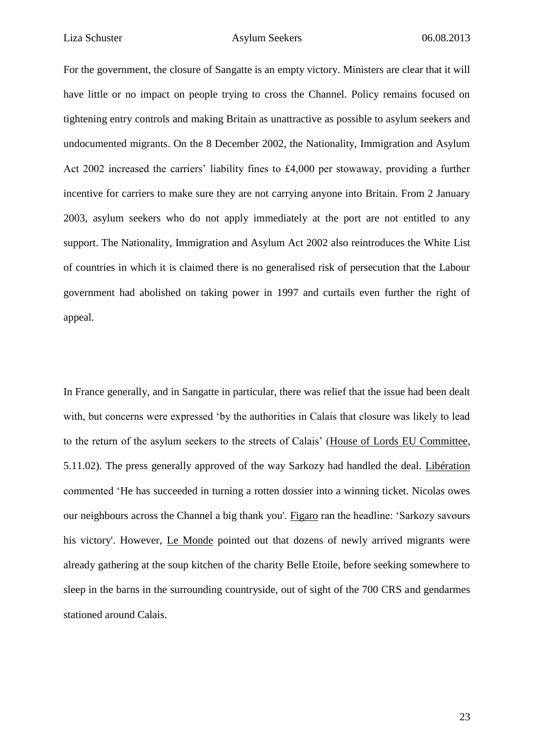For the government, the closure of Sangatte is an empty victory. Ministers are clear that it will have little or no impact on people trying to cross the Channel. Policy remains focused on tightening entry controls and making Britain as unattractive as possible to asylum seekers and undocumented migrants. On the 8 December 2002, the Nationality, Immigration and Asylum Act 2002 increased the carriers' liability fines to £4,000 per stowaway, providing a further incentive for carriers to make sure they are not carrying anyone into Britain. From 2 January 2003, asylum seekers who do not apply immediately at the port are not entitled to any support. The Nationality, Immigration and Asylum Act 2002 also reintroduces the White List of countries in which it is claimed there is no generalised risk of persecution that the Labour government had abolished on taking power in 1997 and curtails even further the right of appeal.

In France generally, and in Sangatte in particular, there was relief that the issue had been dealt with, but concerns were expressed 'by the authorities in Calais that closure was likely to lead to the return of the asylum seekers to the streets of Calais' (House of Lords EU Committee, 5.11.02). The press generally approved of the way Sarkozy had handled the deal. Libération commented 'He has succeeded in turning a rotten dossier into a winning ticket. Nicolas owes our neighbours across the Channel a big thank you'. Figaro ran the headline: 'Sarkozy savours his victory'. However, Le Monde pointed out that dozens of newly arrived migrants were already gathering at the soup kitchen of the charity Belle Etoile, before seeking somewhere to sleep in the barns in the surrounding countryside, out of sight of the 700 CRS and gendarmes stationed around Calais.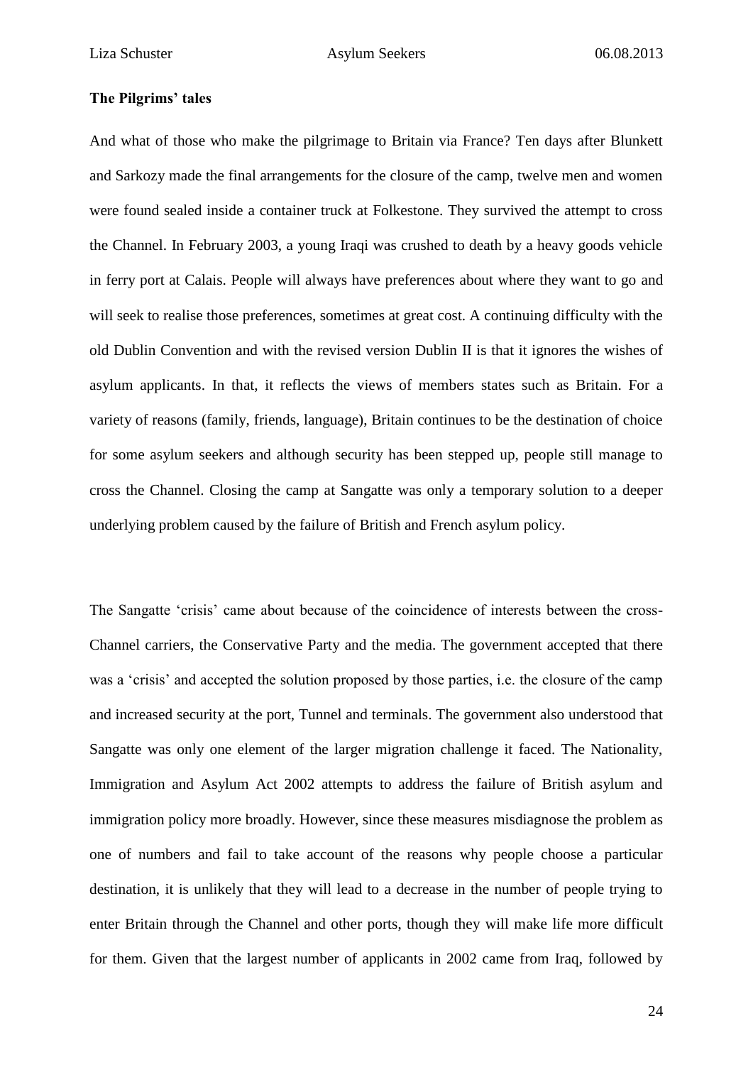**The Pilgrims' tales**

And what of those who make the pilgrimage to Britain via France? Ten days after Blunkett and Sarkozy made the final arrangements for the closure of the camp, twelve men and women were found sealed inside a container truck at Folkestone. They survived the attempt to cross the Channel. In February 2003, a young Iraqi was crushed to death by a heavy goods vehicle in ferry port at Calais. People will always have preferences about where they want to go and will seek to realise those preferences, sometimes at great cost. A continuing difficulty with the old Dublin Convention and with the revised version Dublin II is that it ignores the wishes of asylum applicants. In that, it reflects the views of members states such as Britain. For a variety of reasons (family, friends, language), Britain continues to be the destination of choice for some asylum seekers and although security has been stepped up, people still manage to cross the Channel. Closing the camp at Sangatte was only a temporary solution to a deeper underlying problem caused by the failure of British and French asylum policy.

The Sangatte 'crisis' came about because of the coincidence of interests between the cross-Channel carriers, the Conservative Party and the media. The government accepted that there was a 'crisis' and accepted the solution proposed by those parties, i.e. the closure of the camp and increased security at the port, Tunnel and terminals. The government also understood that Sangatte was only one element of the larger migration challenge it faced. The Nationality, Immigration and Asylum Act 2002 attempts to address the failure of British asylum and immigration policy more broadly. However, since these measures misdiagnose the problem as one of numbers and fail to take account of the reasons why people choose a particular destination, it is unlikely that they will lead to a decrease in the number of people trying to enter Britain through the Channel and other ports, though they will make life more difficult for them. Given that the largest number of applicants in 2002 came from Iraq, followed by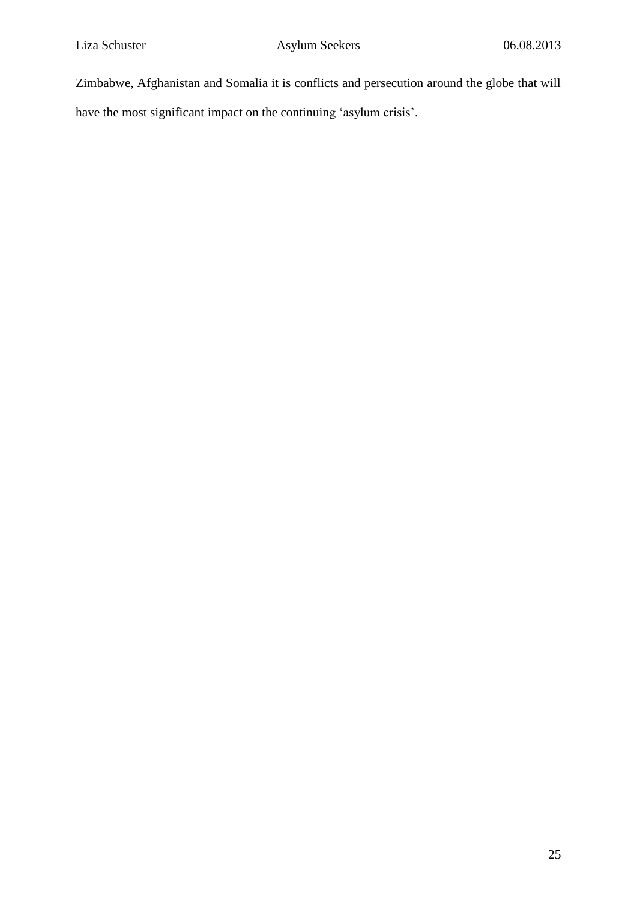Zimbabwe, Afghanistan and Somalia it is conflicts and persecution around the globe that will have the most significant impact on the continuing ‘asylum crisis’.